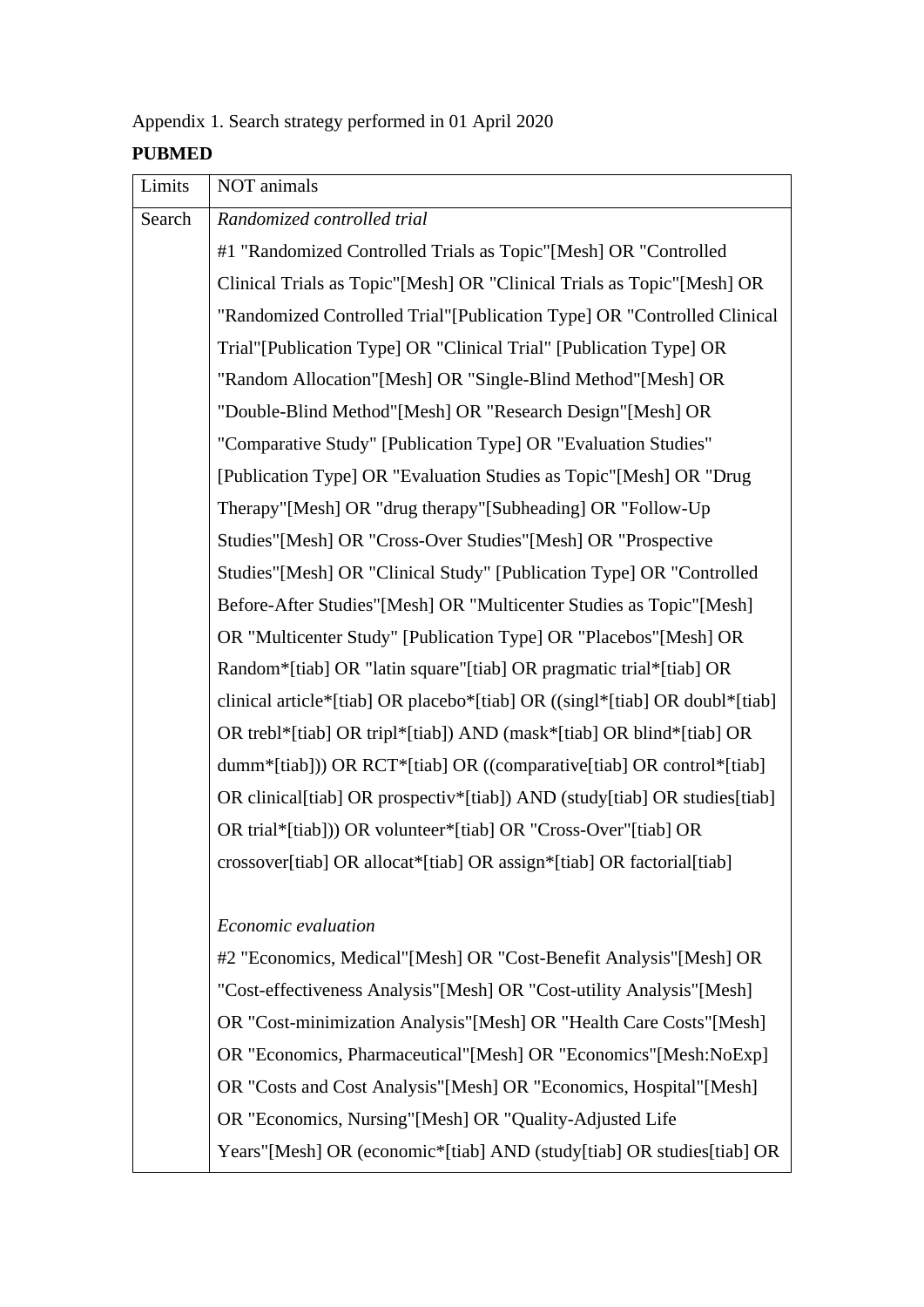Appendix 1. Search strategy performed in 01 April 2020

**PUBMED**

| Limits | NOT animals |
|---|---|
| Search | *Randomized controlled trial*<br>#1 "Randomized Controlled Trials as Topic"[Mesh] OR "Controlled Clinical Trials as Topic"[Mesh] OR "Clinical Trials as Topic"[Mesh] OR "Randomized Controlled Trial"[Publication Type] OR "Controlled Clinical Trial"[Publication Type] OR "Clinical Trial" [Publication Type] OR "Random Allocation"[Mesh] OR "Single-Blind Method"[Mesh] OR "Double-Blind Method"[Mesh] OR "Research Design"[Mesh] OR "Comparative Study" [Publication Type] OR "Evaluation Studies" [Publication Type] OR "Evaluation Studies as Topic"[Mesh] OR "Drug Therapy"[Mesh] OR "drug therapy"[Subheading] OR "Follow-Up Studies"[Mesh] OR "Cross-Over Studies"[Mesh] OR "Prospective Studies"[Mesh] OR "Clinical Study" [Publication Type] OR "Controlled Before-After Studies"[Mesh] OR "Multicenter Studies as Topic"[Mesh] OR "Multicenter Study" [Publication Type] OR "Placebos"[Mesh] OR Random*[tiab] OR "latin square"[tiab] OR pragmatic trial*[tiab] OR clinical article*[tiab] OR placebo*[tiab] OR ((singl*[tiab] OR doubl*[tiab] OR trebl*[tiab] OR tripl*[tiab]) AND (mask*[tiab] OR blind*[tiab] OR dumm*[tiab])) OR RCT*[tiab] OR ((comparative[tiab] OR control*[tiab] OR clinical[tiab] OR prospectiv*[tiab]) AND (study[tiab] OR studies[tiab] OR trial*[tiab])) OR volunteer*[tiab] OR "Cross-Over"[tiab] OR crossover[tiab] OR allocat*[tiab] OR assign*[tiab] OR factorial[tiab]<br><br>*Economic evaluation*<br>#2 "Economics, Medical"[Mesh] OR "Cost-Benefit Analysis"[Mesh] OR "Cost-effectiveness Analysis"[Mesh] OR "Cost-utility Analysis"[Mesh] OR "Cost-minimization Analysis"[Mesh] OR "Health Care Costs"[Mesh] OR "Economics, Pharmaceutical"[Mesh] OR "Economics"[Mesh:NoExp] OR "Costs and Cost Analysis"[Mesh] OR "Economics, Hospital"[Mesh] OR "Economics, Nursing"[Mesh] OR "Quality-Adjusted Life Years"[Mesh] OR (economic*[tiab] AND (study[tiab] OR studies[tiab] OR |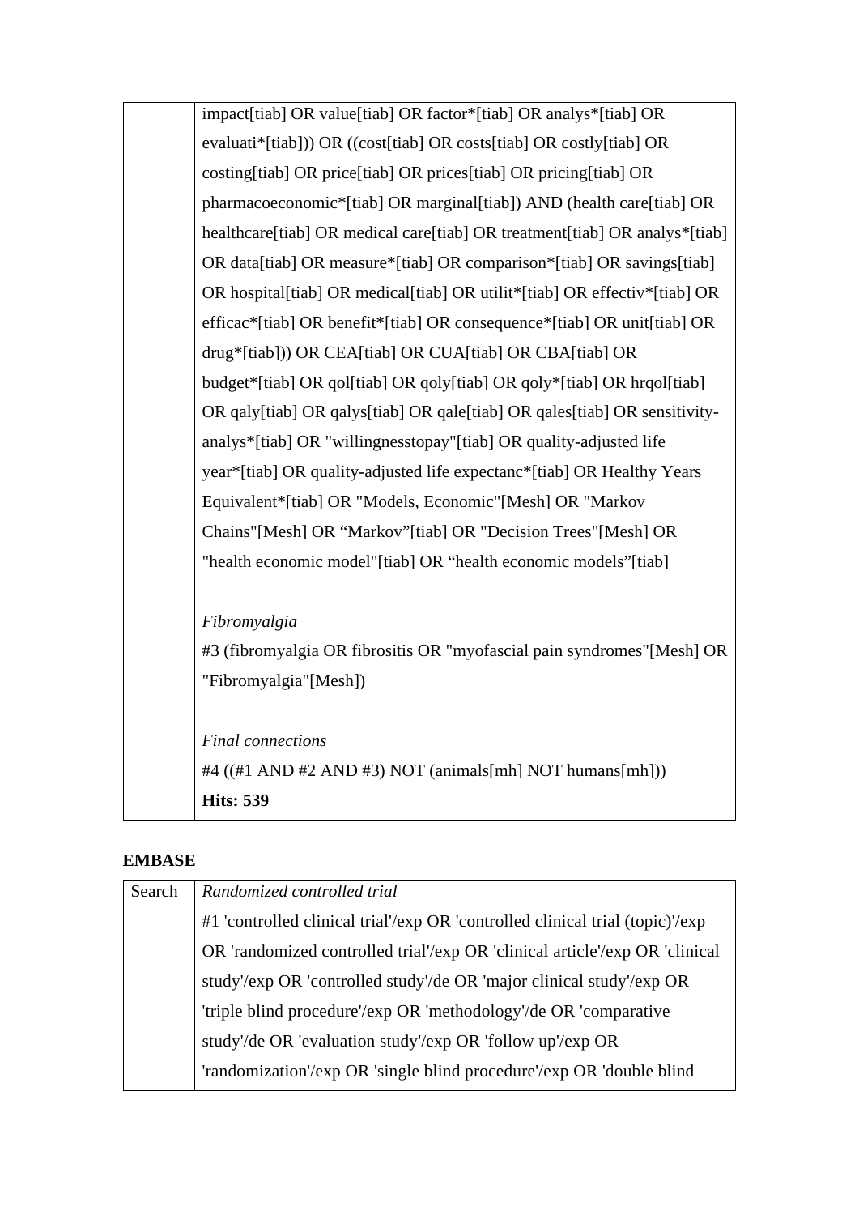| | |
|---|---|
| | impact[tiab] OR value[tiab] OR factor*[tiab] OR analys*[tiab] OR evaluati*[tiab])) OR ((cost[tiab] OR costs[tiab] OR costly[tiab] OR costing[tiab] OR price[tiab] OR prices[tiab] OR pricing[tiab] OR pharmacoeconomic*[tiab] OR marginal[tiab]) AND (health care[tiab] OR healthcare[tiab] OR medical care[tiab] OR treatment[tiab] OR analys*[tiab] OR data[tiab] OR measure*[tiab] OR comparison*[tiab] OR savings[tiab] OR hospital[tiab] OR medical[tiab] OR utilit*[tiab] OR effectiv*[tiab] OR efficac*[tiab] OR benefit*[tiab] OR consequence*[tiab] OR unit[tiab] OR drug*[tiab])) OR CEA[tiab] OR CUA[tiab] OR CBA[tiab] OR budget*[tiab] OR qol[tiab] OR qoly[tiab] OR qoly*[tiab] OR hrqol[tiab] OR qaly[tiab] OR qalys[tiab] OR qale[tiab] OR qales[tiab] OR sensitivity-analys*[tiab] OR "willingnesstopay"[tiab] OR quality-adjusted life year*[tiab] OR quality-adjusted life expectanc*[tiab] OR Healthy Years Equivalent*[tiab] OR "Models, Economic"[Mesh] OR "Markov Chains"[Mesh] OR "Markov"[tiab] OR "Decision Trees"[Mesh] OR "health economic model"[tiab] OR "health economic models"[tiab]<br><br>*Fibromyalgia*<br>#3 (fibromyalgia OR fibrositis OR "myofascial pain syndromes"[Mesh] OR "Fibromyalgia"[Mesh])<br><br>*Final connections*<br>#4 ((#1 AND #2 AND #3) NOT (animals[mh] NOT humans[mh]))<br>**Hits: 539** |

**EMBASE**

| | |
|---|---|
| Search | *Randomized controlled trial*<br>#1 'controlled clinical trial'/exp OR 'controlled clinical trial (topic)'/exp OR 'randomized controlled trial'/exp OR 'clinical article'/exp OR 'clinical study'/exp OR 'controlled study'/de OR 'major clinical study'/exp OR 'triple blind procedure'/exp OR 'methodology'/de OR 'comparative study'/de OR 'evaluation study'/exp OR 'follow up'/exp OR 'randomization'/exp OR 'single blind procedure'/exp OR 'double blind |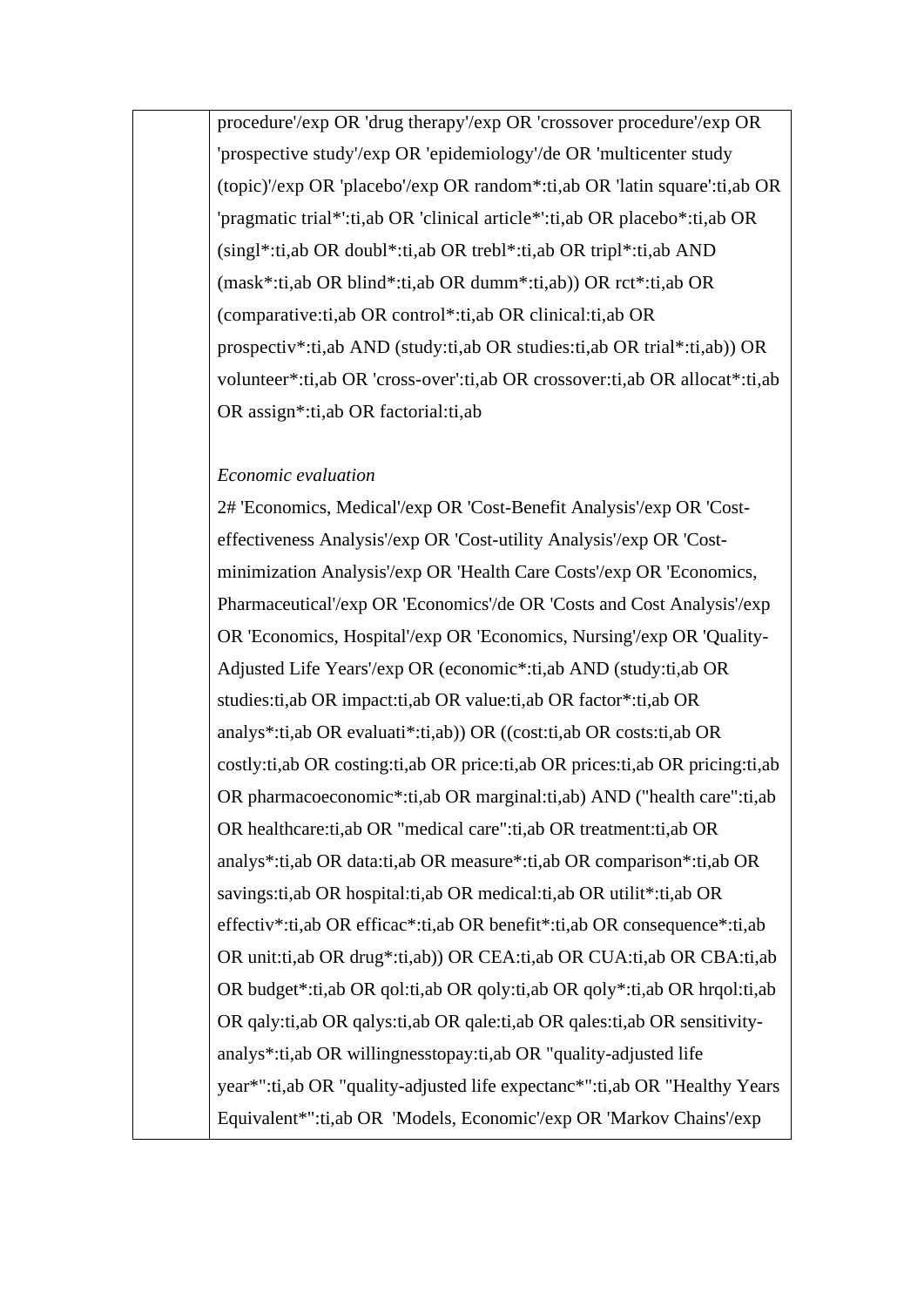| | procedure'/exp OR 'drug therapy'/exp OR 'crossover procedure'/exp OR 'prospective study'/exp OR 'epidemiology'/de OR 'multicenter study (topic)'/exp OR 'placebo'/exp OR random*:ti,ab OR 'latin square':ti,ab OR 'pragmatic trial*':ti,ab OR 'clinical article*':ti,ab OR placebo*:ti,ab OR (singl*:ti,ab OR doubl*:ti,ab OR trebl*:ti,ab OR tripl*:ti,ab AND (mask*:ti,ab OR blind*:ti,ab OR dumm*:ti,ab)) OR rct*:ti,ab OR (comparative:ti,ab OR control*:ti,ab OR clinical:ti,ab OR prospectiv*:ti,ab AND (study:ti,ab OR studies:ti,ab OR trial*:ti,ab)) OR volunteer*:ti,ab OR 'cross-over':ti,ab OR crossover:ti,ab OR allocat*:ti,ab OR assign*:ti,ab OR factorial:ti,ab<br><br>*Economic evaluation*<br>2# 'Economics, Medical'/exp OR 'Cost-Benefit Analysis'/exp OR 'Cost-effectiveness Analysis'/exp OR 'Cost-utility Analysis'/exp OR 'Cost-minimization Analysis'/exp OR 'Health Care Costs'/exp OR 'Economics, Pharmaceutical'/exp OR 'Economics'/de OR 'Costs and Cost Analysis'/exp OR 'Economics, Hospital'/exp OR 'Economics, Nursing'/exp OR 'Quality-Adjusted Life Years'/exp OR (economic*:ti,ab AND (study:ti,ab OR studies:ti,ab OR impact:ti,ab OR value:ti,ab OR factor*:ti,ab OR analys*:ti,ab OR evaluati*:ti,ab)) OR ((cost:ti,ab OR costs:ti,ab OR costly:ti,ab OR costing:ti,ab OR price:ti,ab OR prices:ti,ab OR pricing:ti,ab OR pharmacoeconomic*:ti,ab OR marginal:ti,ab) AND ("health care":ti,ab OR healthcare:ti,ab OR "medical care":ti,ab OR treatment:ti,ab OR analys*:ti,ab OR data:ti,ab OR measure*:ti,ab OR comparison*:ti,ab OR savings:ti,ab OR hospital:ti,ab OR medical:ti,ab OR utilit*:ti,ab OR effectiv*:ti,ab OR efficac*:ti,ab OR benefit*:ti,ab OR consequence*:ti,ab OR unit:ti,ab OR drug*:ti,ab)) OR CEA:ti,ab OR CUA:ti,ab OR CBA:ti,ab OR budget*:ti,ab OR qol:ti,ab OR qoly:ti,ab OR qoly*:ti,ab OR hrqol:ti,ab OR qaly:ti,ab OR qalys:ti,ab OR qale:ti,ab OR qales:ti,ab OR sensitivity-analys*:ti,ab OR willingnesstopay:ti,ab OR "quality-adjusted life year*":ti,ab OR "quality-adjusted life expectanc*":ti,ab OR "Healthy Years Equivalent*":ti,ab OR 'Models, Economic'/exp OR 'Markov Chains'/exp |
|---|---|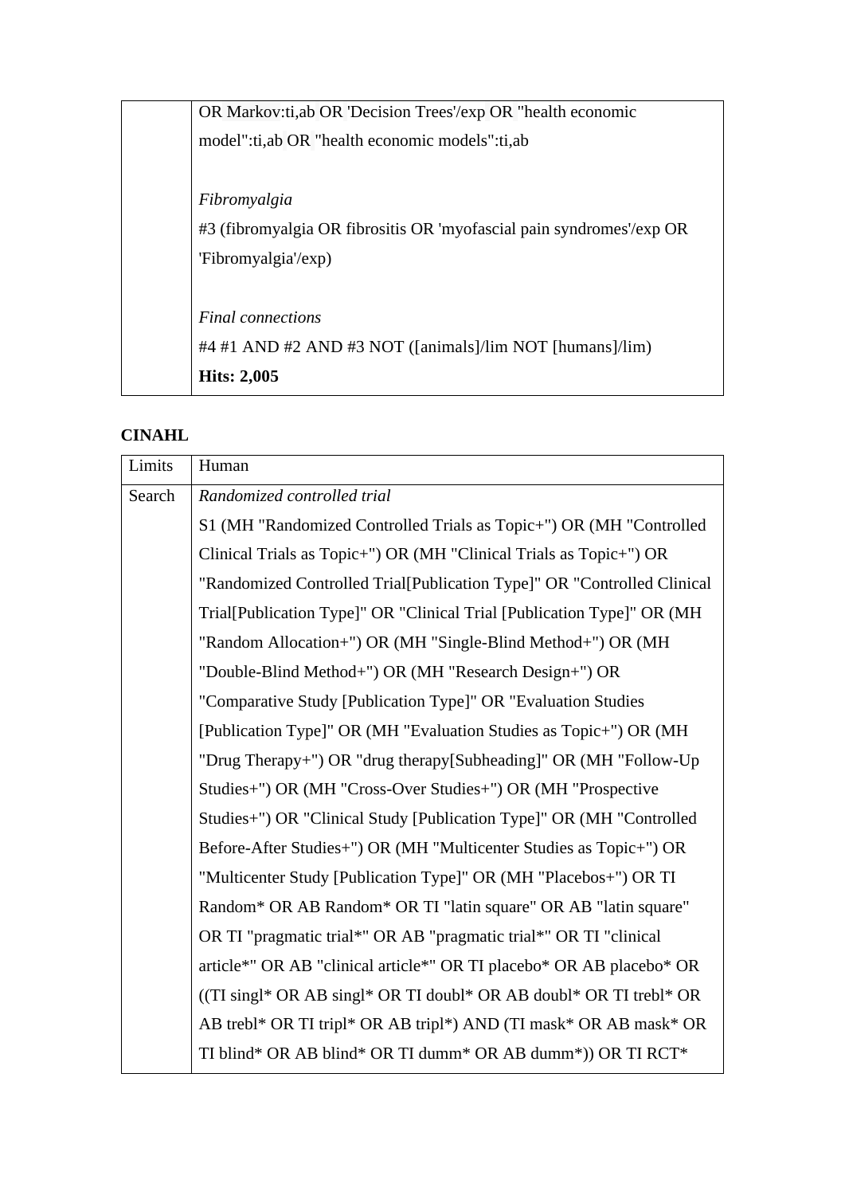| | OR Markov:ti,ab OR 'Decision Trees'/exp OR "health economic model":ti,ab OR "health economic models":ti,ab<br><br>*Fibromyalgia*<br>#3 (fibromyalgia OR fibrositis OR 'myofascial pain syndromes'/exp OR 'Fibromyalgia'/exp)<br><br>*Final connections*<br>#4 #1 AND #2 AND #3 NOT ([animals]/lim NOT [humans]/lim)<br>**Hits: 2,005** |
|---|---|

**CINAHL**

| Limits | Human |
|---|---|
| Search | *Randomized controlled trial*<br>S1 (MH "Randomized Controlled Trials as Topic+") OR (MH "Controlled Clinical Trials as Topic+") OR (MH "Clinical Trials as Topic+") OR "Randomized Controlled Trial[Publication Type]" OR "Controlled Clinical Trial[Publication Type]" OR "Clinical Trial [Publication Type]" OR (MH "Random Allocation+") OR (MH "Single-Blind Method+") OR (MH "Double-Blind Method+") OR (MH "Research Design+") OR "Comparative Study [Publication Type]" OR "Evaluation Studies [Publication Type]" OR (MH "Evaluation Studies as Topic+") OR (MH "Drug Therapy+") OR "drug therapy[Subheading]" OR (MH "Follow-Up Studies+") OR (MH "Cross-Over Studies+") OR (MH "Prospective Studies+") OR "Clinical Study [Publication Type]" OR (MH "Controlled Before-After Studies+") OR (MH "Multicenter Studies as Topic+") OR "Multicenter Study [Publication Type]" OR (MH "Placebos+") OR TI Random* OR AB Random* OR TI "latin square" OR AB "latin square" OR TI "pragmatic trial*" OR AB "pragmatic trial*" OR TI "clinical article*" OR AB "clinical article*" OR TI placebo* OR AB placebo* OR ((TI singl* OR AB singl* OR TI doubl* OR AB doubl* OR TI trebl* OR AB trebl* OR TI tripl* OR AB tripl*) AND (TI mask* OR AB mask* OR TI blind* OR AB blind* OR TI dumm* OR AB dumm*)) OR TI RCT* |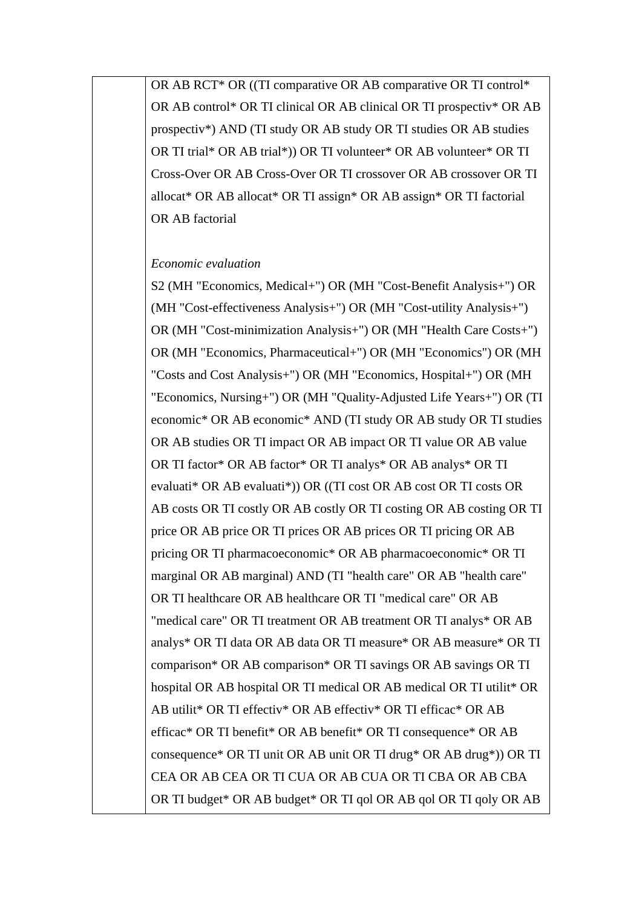| | OR AB RCT* OR ((TI comparative OR AB comparative OR TI control* OR AB control* OR TI clinical OR AB clinical OR TI prospectiv* OR AB prospectiv*) AND (TI study OR AB study OR TI studies OR AB studies OR TI trial* OR AB trial*)) OR TI volunteer* OR AB volunteer* OR TI Cross-Over OR AB Cross-Over OR TI crossover OR AB crossover OR TI allocat* OR AB allocat* OR TI assign* OR AB assign* OR TI factorial OR AB factorial<br><br>*Economic evaluation*<br>S2 (MH "Economics, Medical+") OR (MH "Cost-Benefit Analysis+") OR (MH "Cost-effectiveness Analysis+") OR (MH "Cost-utility Analysis+") OR (MH "Cost-minimization Analysis+") OR (MH "Health Care Costs+") OR (MH "Economics, Pharmaceutical+") OR (MH "Economics") OR (MH "Costs and Cost Analysis+") OR (MH "Economics, Hospital+") OR (MH "Economics, Nursing+") OR (MH "Quality-Adjusted Life Years+") OR (TI economic* OR AB economic* AND (TI study OR AB study OR TI studies OR AB studies OR TI impact OR AB impact OR TI value OR AB value OR TI factor* OR AB factor* OR TI analys* OR AB analys* OR TI evaluati* OR AB evaluati*)) OR ((TI cost OR AB cost OR TI costs OR AB costs OR TI costly OR AB costly OR TI costing OR AB costing OR TI price OR AB price OR TI prices OR AB prices OR TI pricing OR AB pricing OR TI pharmacoeconomic* OR AB pharmacoeconomic* OR TI marginal OR AB marginal) AND (TI "health care" OR AB "health care" OR TI healthcare OR AB healthcare OR TI "medical care" OR AB "medical care" OR TI treatment OR AB treatment OR TI analys* OR AB analys* OR TI data OR AB data OR TI measure* OR AB measure* OR TI comparison* OR AB comparison* OR TI savings OR AB savings OR TI hospital OR AB hospital OR TI medical OR AB medical OR TI utilit* OR AB utilit* OR TI effectiv* OR AB effectiv* OR TI efficac* OR AB efficac* OR TI benefit* OR AB benefit* OR TI consequence* OR AB consequence* OR TI unit OR AB unit OR TI drug* OR AB drug*)) OR TI CEA OR AB CEA OR TI CUA OR AB CUA OR TI CBA OR AB CBA OR TI budget* OR AB budget* OR TI qol OR AB qol OR TI qoly OR AB |
|---|---|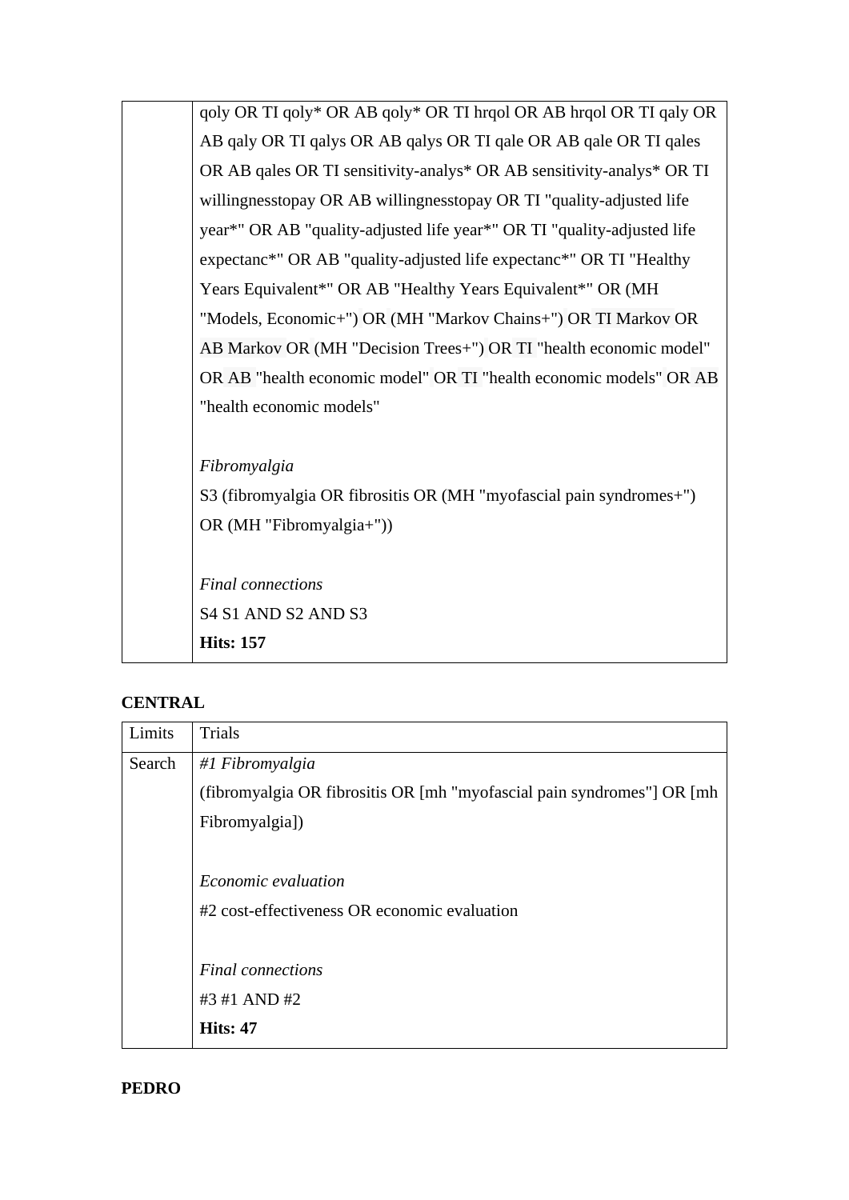|  | qoly OR TI qoly* OR AB qoly* OR TI hrqol OR AB hrqol OR TI qaly OR AB qaly OR TI qalys OR AB qalys OR TI qale OR AB qale OR TI qales OR AB qales OR TI sensitivity-analys* OR AB sensitivity-analys* OR TI willingnesstopay OR AB willingnesstopay OR TI "quality-adjusted life year*" OR AB "quality-adjusted life year*" OR TI "quality-adjusted life expectanc*" OR AB "quality-adjusted life expectanc*" OR TI "Healthy Years Equivalent*" OR AB "Healthy Years Equivalent*" OR (MH "Models, Economic+") OR (MH "Markov Chains+") OR TI Markov OR AB Markov OR (MH "Decision Trees+") OR TI "health economic model" OR AB "health economic model" OR TI "health economic models" OR AB "health economic models"<br><br>*Fibromyalgia*<br>S3 (fibromyalgia OR fibrositis OR (MH "myofascial pain syndromes+") OR (MH "Fibromyalgia+"))<br><br>*Final connections*<br>S4 S1 AND S2 AND S3<br>**Hits: 157** |
|---|---|

**CENTRAL**

| Limits | Trials |
|---|---|
| Search | *#1 Fibromyalgia*<br>(fibromyalgia OR fibrositis OR [mh "myofascial pain syndromes"] OR [mh Fibromyalgia])<br><br>*Economic evaluation*<br>#2 cost-effectiveness OR economic evaluation<br><br>*Final connections*<br>#3 #1 AND #2<br>**Hits: 47** |

**PEDRO**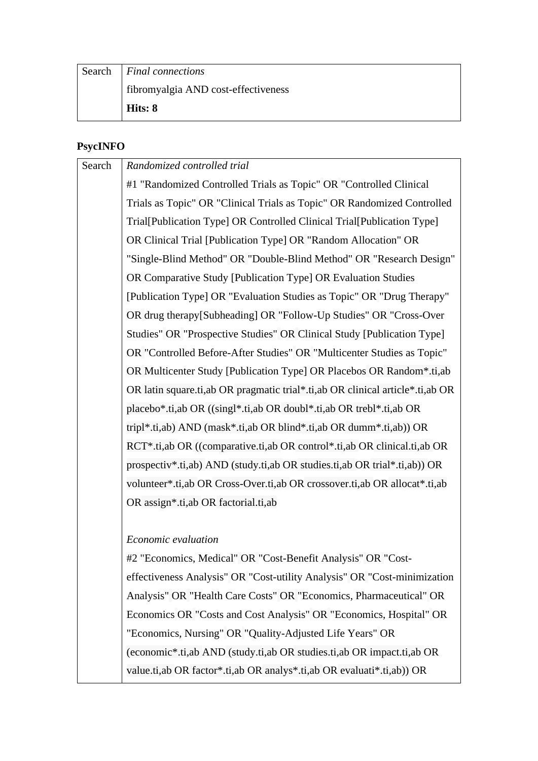| Search | *Final connections*<br>fibromyalgia AND cost-effectiveness<br>**Hits: 8** |
|---|---|

**PsycINFO**

| Search | *Randomized controlled trial*<br>#1 "Randomized Controlled Trials as Topic" OR "Controlled Clinical Trials as Topic" OR "Clinical Trials as Topic" OR Randomized Controlled Trial[Publication Type] OR Controlled Clinical Trial[Publication Type] OR Clinical Trial [Publication Type] OR "Random Allocation" OR "Single-Blind Method" OR "Double-Blind Method" OR "Research Design" OR Comparative Study [Publication Type] OR Evaluation Studies [Publication Type] OR "Evaluation Studies as Topic" OR "Drug Therapy" OR drug therapy[Subheading] OR "Follow-Up Studies" OR "Cross-Over Studies" OR "Prospective Studies" OR Clinical Study [Publication Type] OR "Controlled Before-After Studies" OR "Multicenter Studies as Topic" OR Multicenter Study [Publication Type] OR Placebos OR Random*.ti,ab OR latin square.ti,ab OR pragmatic trial*.ti,ab OR clinical article*.ti,ab OR placebo*.ti,ab OR ((singl*.ti,ab OR doubl*.ti,ab OR trebl*.ti,ab OR tripl*.ti,ab) AND (mask*.ti,ab OR blind*.ti,ab OR dumm*.ti,ab)) OR RCT*.ti,ab OR ((comparative.ti,ab OR control*.ti,ab OR clinical.ti,ab OR prospectiv*.ti,ab) AND (study.ti,ab OR studies.ti,ab OR trial*.ti,ab)) OR volunteer*.ti,ab OR Cross-Over.ti,ab OR crossover.ti,ab OR allocat*.ti,ab OR assign*.ti,ab OR factorial.ti,ab<br><br>*Economic evaluation*<br>#2 "Economics, Medical" OR "Cost-Benefit Analysis" OR "Cost-effectiveness Analysis" OR "Cost-utility Analysis" OR "Cost-minimization Analysis" OR "Health Care Costs" OR "Economics, Pharmaceutical" OR Economics OR "Costs and Cost Analysis" OR "Economics, Hospital" OR "Economics, Nursing" OR "Quality-Adjusted Life Years" OR (economic*.ti,ab AND (study.ti,ab OR studies.ti,ab OR impact.ti,ab OR value.ti,ab OR factor*.ti,ab OR analys*.ti,ab OR evaluati*.ti,ab)) OR |
|---|---|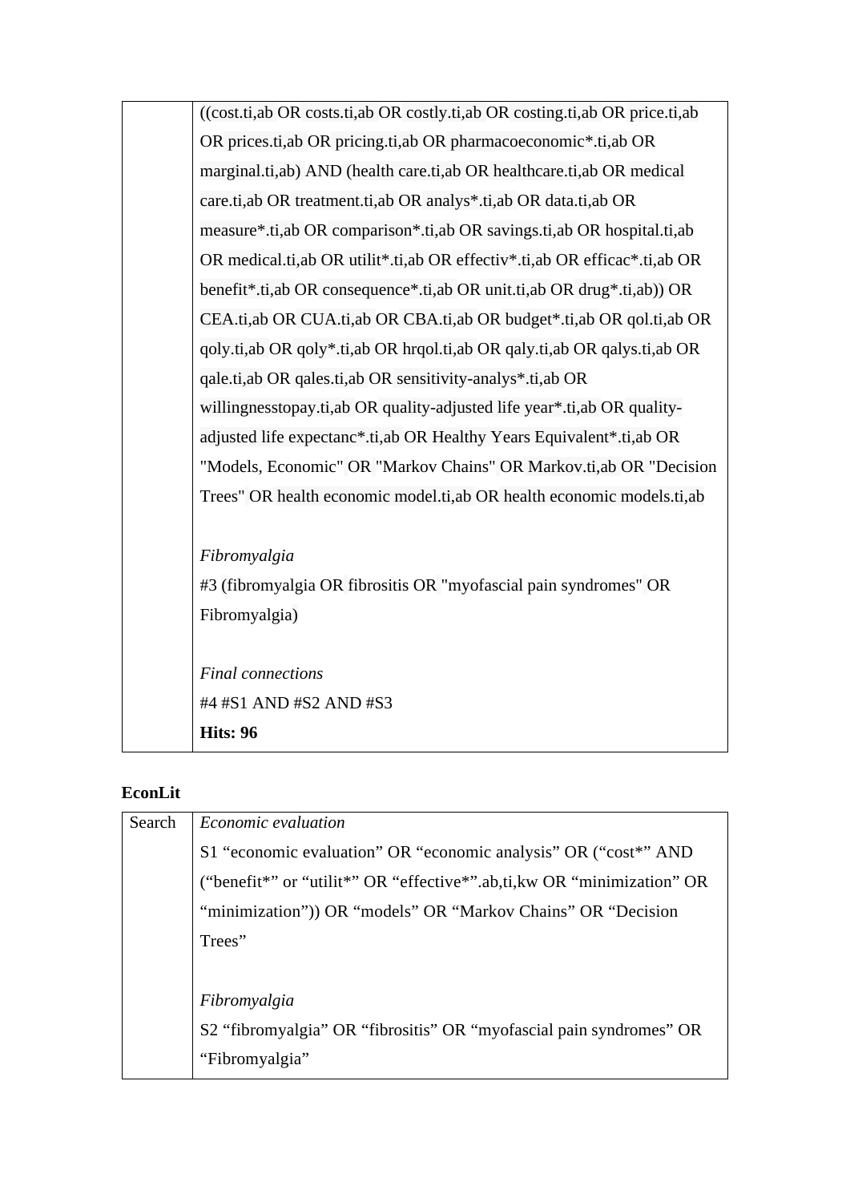|  | ((cost.ti,ab OR costs.ti,ab OR costly.ti,ab OR costing.ti,ab OR price.ti,ab OR prices.ti,ab OR pricing.ti,ab OR pharmacoeconomic*.ti,ab OR marginal.ti,ab) AND (health care.ti,ab OR healthcare.ti,ab OR medical care.ti,ab OR treatment.ti,ab OR analys*.ti,ab OR data.ti,ab OR measure*.ti,ab OR comparison*.ti,ab OR savings.ti,ab OR hospital.ti,ab OR medical.ti,ab OR utilit*.ti,ab OR effectiv*.ti,ab OR efficac*.ti,ab OR benefit*.ti,ab OR consequence*.ti,ab OR unit.ti,ab OR drug*.ti,ab)) OR CEA.ti,ab OR CUA.ti,ab OR CBA.ti,ab OR budget*.ti,ab OR qol.ti,ab OR qoly.ti,ab OR qoly*.ti,ab OR hrqol.ti,ab OR qaly.ti,ab OR qalys.ti,ab OR qale.ti,ab OR qales.ti,ab OR sensitivity-analys*.ti,ab OR willingnesstopay.ti,ab OR quality-adjusted life year*.ti,ab OR quality-adjusted life expectanc*.ti,ab OR Healthy Years Equivalent*.ti,ab OR "Models, Economic" OR "Markov Chains" OR Markov.ti,ab OR "Decision Trees" OR health economic model.ti,ab OR health economic models.ti,ab<br><br>*Fibromyalgia*<br>#3 (fibromyalgia OR fibrositis OR "myofascial pain syndromes" OR Fibromyalgia)<br><br>*Final connections*<br>#4 #S1 AND #S2 AND #S3<br>**Hits: 96** |
|---|---|

**EconLit**

| Search | *Economic evaluation*<br>S1 "economic evaluation" OR "economic analysis" OR ("cost*" AND ("benefit*" or "utilit*" OR "effective*".ab,ti,kw OR "minimization" OR "minimization")) OR "models" OR "Markov Chains" OR "Decision Trees"<br><br>*Fibromyalgia*<br>S2 "fibromyalgia" OR "fibrositis" OR "myofascial pain syndromes" OR "Fibromyalgia" |
|---|---|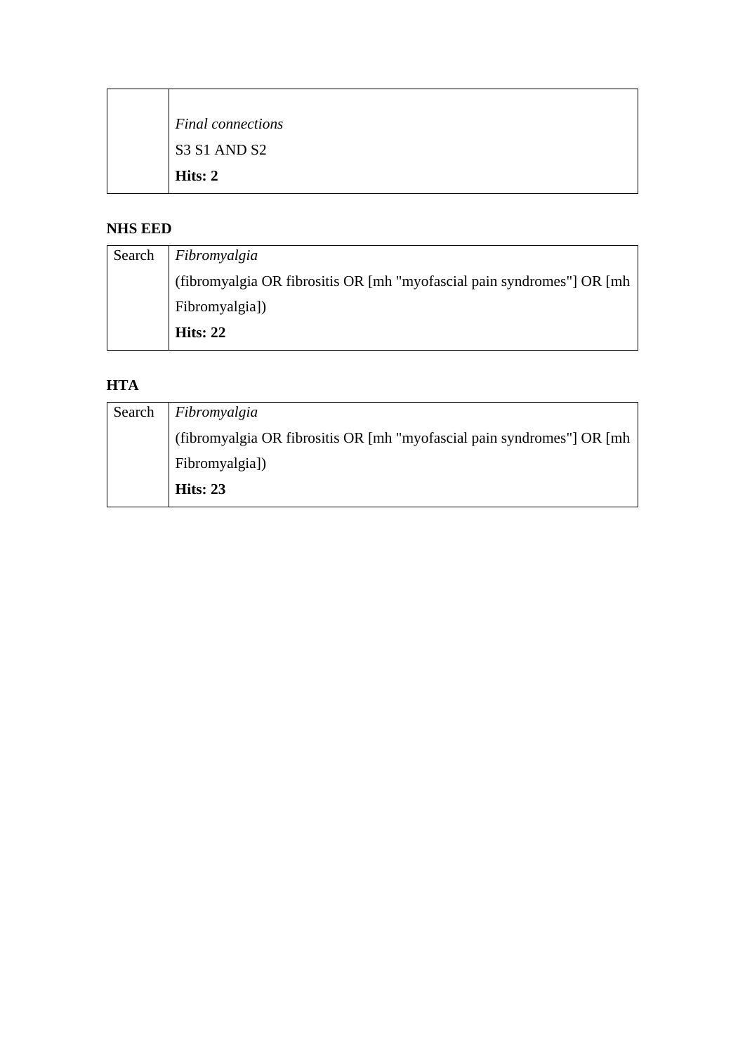| | |
|---|---|
| | *Final connections*<br>S3 S1 AND S2<br>**Hits: 2** |

**NHS EED**

| | |
|---|---|
| Search | *Fibromyalgia*<br>(fibromyalgia OR fibrositis OR [mh "myofascial pain syndromes"] OR [mh Fibromyalgia])<br>**Hits: 22** |

**HTA**

| | |
|---|---|
| Search | *Fibromyalgia*<br>(fibromyalgia OR fibrositis OR [mh "myofascial pain syndromes"] OR [mh Fibromyalgia])<br>**Hits: 23** |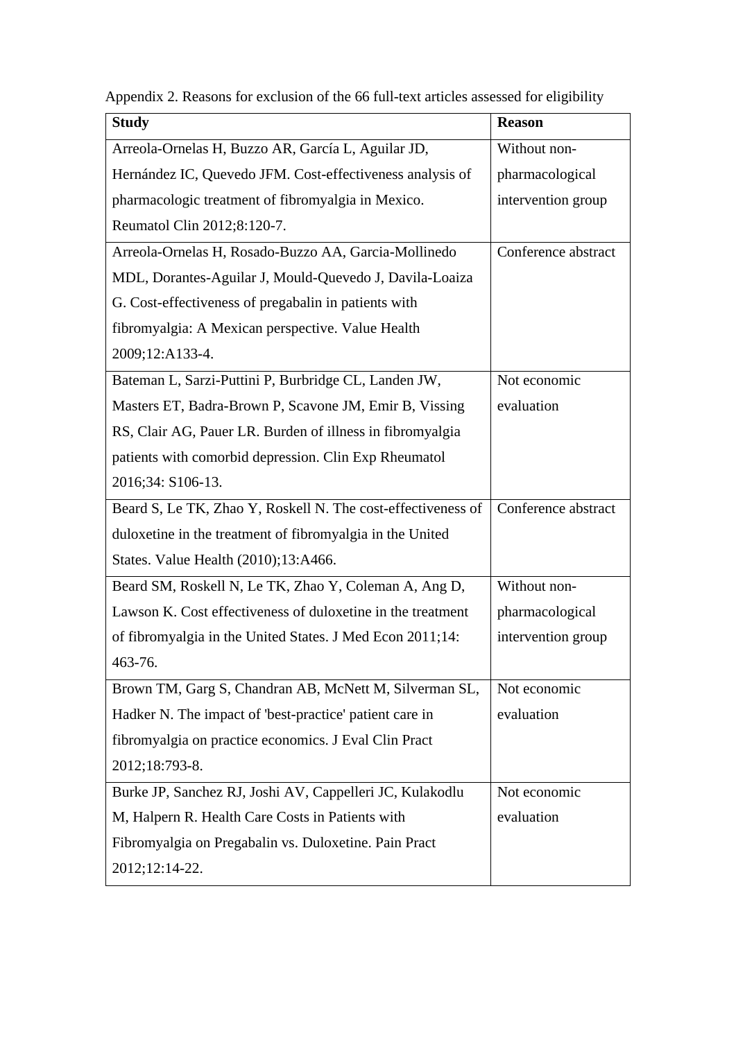Appendix 2. Reasons for exclusion of the 66 full-text articles assessed for eligibility

| Study | Reason |
| --- | --- |
| Arreola-Ornelas H, Buzzo AR, García L, Aguilar JD, Hernández IC, Quevedo JFM. Cost-effectiveness analysis of pharmacologic treatment of fibromyalgia in Mexico. Reumatol Clin 2012;8:120-7. | Without non-pharmacological intervention group |
| Arreola-Ornelas H, Rosado-Buzzo AA, Garcia-Mollinedo MDL, Dorantes-Aguilar J, Mould-Quevedo J, Davila-Loaiza G. Cost-effectiveness of pregabalin in patients with fibromyalgia: A Mexican perspective. Value Health 2009;12:A133-4. | Conference abstract |
| Bateman L, Sarzi-Puttini P, Burbridge CL, Landen JW, Masters ET, Badra-Brown P, Scavone JM, Emir B, Vissing RS, Clair AG, Pauer LR. Burden of illness in fibromyalgia patients with comorbid depression. Clin Exp Rheumatol 2016;34: S106-13. | Not economic evaluation |
| Beard S, Le TK, Zhao Y, Roskell N. The cost-effectiveness of duloxetine in the treatment of fibromyalgia in the United States. Value Health (2010);13:A466. | Conference abstract |
| Beard SM, Roskell N, Le TK, Zhao Y, Coleman A, Ang D, Lawson K. Cost effectiveness of duloxetine in the treatment of fibromyalgia in the United States. J Med Econ 2011;14: 463-76. | Without non-pharmacological intervention group |
| Brown TM, Garg S, Chandran AB, McNett M, Silverman SL, Hadker N. The impact of 'best-practice' patient care in fibromyalgia on practice economics. J Eval Clin Pract 2012;18:793-8. | Not economic evaluation |
| Burke JP, Sanchez RJ, Joshi AV, Cappelleri JC, Kulakodlu M, Halpern R. Health Care Costs in Patients with Fibromyalgia on Pregabalin vs. Duloxetine. Pain Pract 2012;12:14-22. | Not economic evaluation |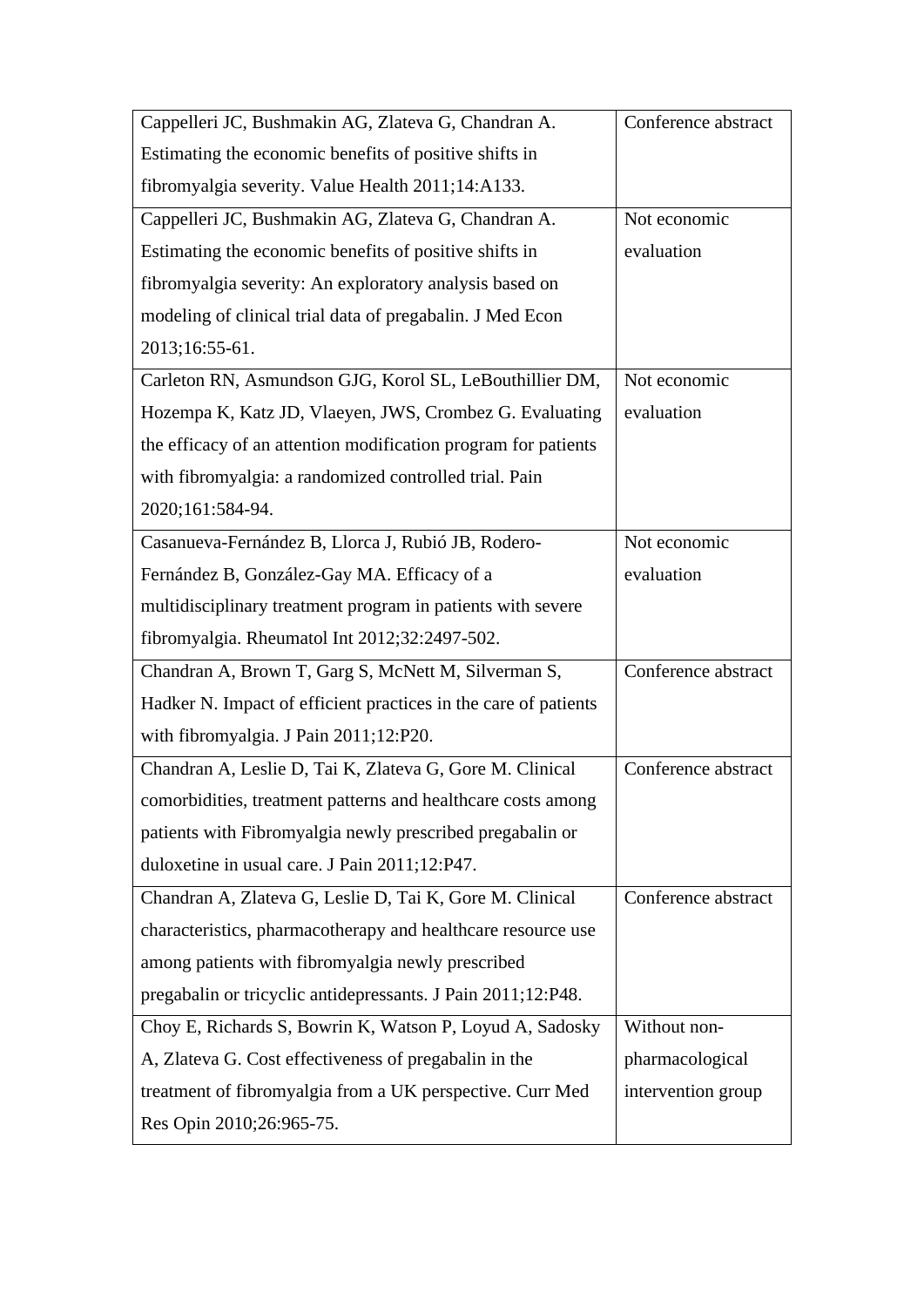| | |
|---|---|
| Cappelleri JC, Bushmakin AG, Zlateva G, Chandran A. Estimating the economic benefits of positive shifts in fibromyalgia severity. Value Health 2011;14:A133. | Conference abstract |
| Cappelleri JC, Bushmakin AG, Zlateva G, Chandran A. Estimating the economic benefits of positive shifts in fibromyalgia severity: An exploratory analysis based on modeling of clinical trial data of pregabalin. J Med Econ 2013;16:55-61. | Not economic evaluation |
| Carleton RN, Asmundson GJG, Korol SL, LeBouthillier DM, Hozempa K, Katz JD, Vlaeyen, JWS, Crombez G. Evaluating the efficacy of an attention modification program for patients with fibromyalgia: a randomized controlled trial. Pain 2020;161:584-94. | Not economic evaluation |
| Casanueva-Fernández B, Llorca J, Rubió JB, Rodero-Fernández B, González-Gay MA. Efficacy of a multidisciplinary treatment program in patients with severe fibromyalgia. Rheumatol Int 2012;32:2497-502. | Not economic evaluation |
| Chandran A, Brown T, Garg S, McNett M, Silverman S, Hadker N. Impact of efficient practices in the care of patients with fibromyalgia. J Pain 2011;12:P20. | Conference abstract |
| Chandran A, Leslie D, Tai K, Zlateva G, Gore M. Clinical comorbidities, treatment patterns and healthcare costs among patients with Fibromyalgia newly prescribed pregabalin or duloxetine in usual care. J Pain 2011;12:P47. | Conference abstract |
| Chandran A, Zlateva G, Leslie D, Tai K, Gore M. Clinical characteristics, pharmacotherapy and healthcare resource use among patients with fibromyalgia newly prescribed pregabalin or tricyclic antidepressants. J Pain 2011;12:P48. | Conference abstract |
| Choy E, Richards S, Bowrin K, Watson P, Loyud A, Sadosky A, Zlateva G. Cost effectiveness of pregabalin in the treatment of fibromyalgia from a UK perspective. Curr Med Res Opin 2010;26:965-75. | Without non-pharmacological intervention group |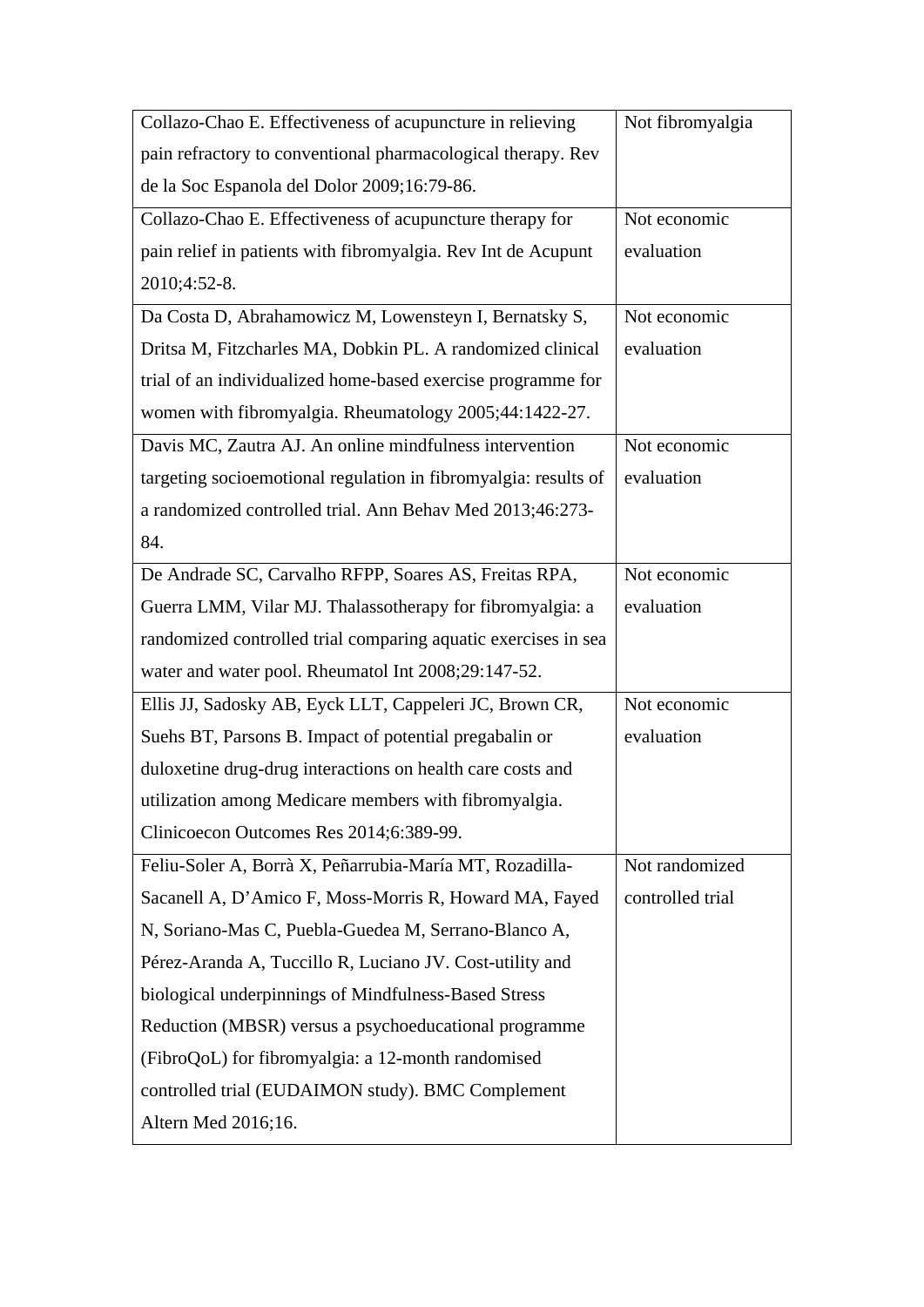| | |
|---|---|
| Collazo-Chao E. Effectiveness of acupuncture in relieving pain refractory to conventional pharmacological therapy. Rev de la Soc Espanola del Dolor 2009;16:79-86. | Not fibromyalgia |
| Collazo-Chao E. Effectiveness of acupuncture therapy for pain relief in patients with fibromyalgia. Rev Int de Acupunt 2010;4:52-8. | Not economic evaluation |
| Da Costa D, Abrahamowicz M, Lowensteyn I, Bernatsky S, Dritsa M, Fitzcharles MA, Dobkin PL. A randomized clinical trial of an individualized home-based exercise programme for women with fibromyalgia. Rheumatology 2005;44:1422-27. | Not economic evaluation |
| Davis MC, Zautra AJ. An online mindfulness intervention targeting socioemotional regulation in fibromyalgia: results of a randomized controlled trial. Ann Behav Med 2013;46:273-84. | Not economic evaluation |
| De Andrade SC, Carvalho RFPP, Soares AS, Freitas RPA, Guerra LMM, Vilar MJ. Thalassotherapy for fibromyalgia: a randomized controlled trial comparing aquatic exercises in sea water and water pool. Rheumatol Int 2008;29:147-52. | Not economic evaluation |
| Ellis JJ, Sadosky AB, Eyck LLT, Cappeleri JC, Brown CR, Suehs BT, Parsons B. Impact of potential pregabalin or duloxetine drug-drug interactions on health care costs and utilization among Medicare members with fibromyalgia. Clinicoecon Outcomes Res 2014;6:389-99. | Not economic evaluation |
| Feliu-Soler A, Borrà X, Peñarrubia-María MT, Rozadilla-Sacanell A, D'Amico F, Moss-Morris R, Howard MA, Fayed N, Soriano-Mas C, Puebla-Guedea M, Serrano-Blanco A, Pérez-Aranda A, Tuccillo R, Luciano JV. Cost-utility and biological underpinnings of Mindfulness-Based Stress Reduction (MBSR) versus a psychoeducational programme (FibroQoL) for fibromyalgia: a 12-month randomised controlled trial (EUDAIMON study). BMC Complement Altern Med 2016;16. | Not randomized controlled trial |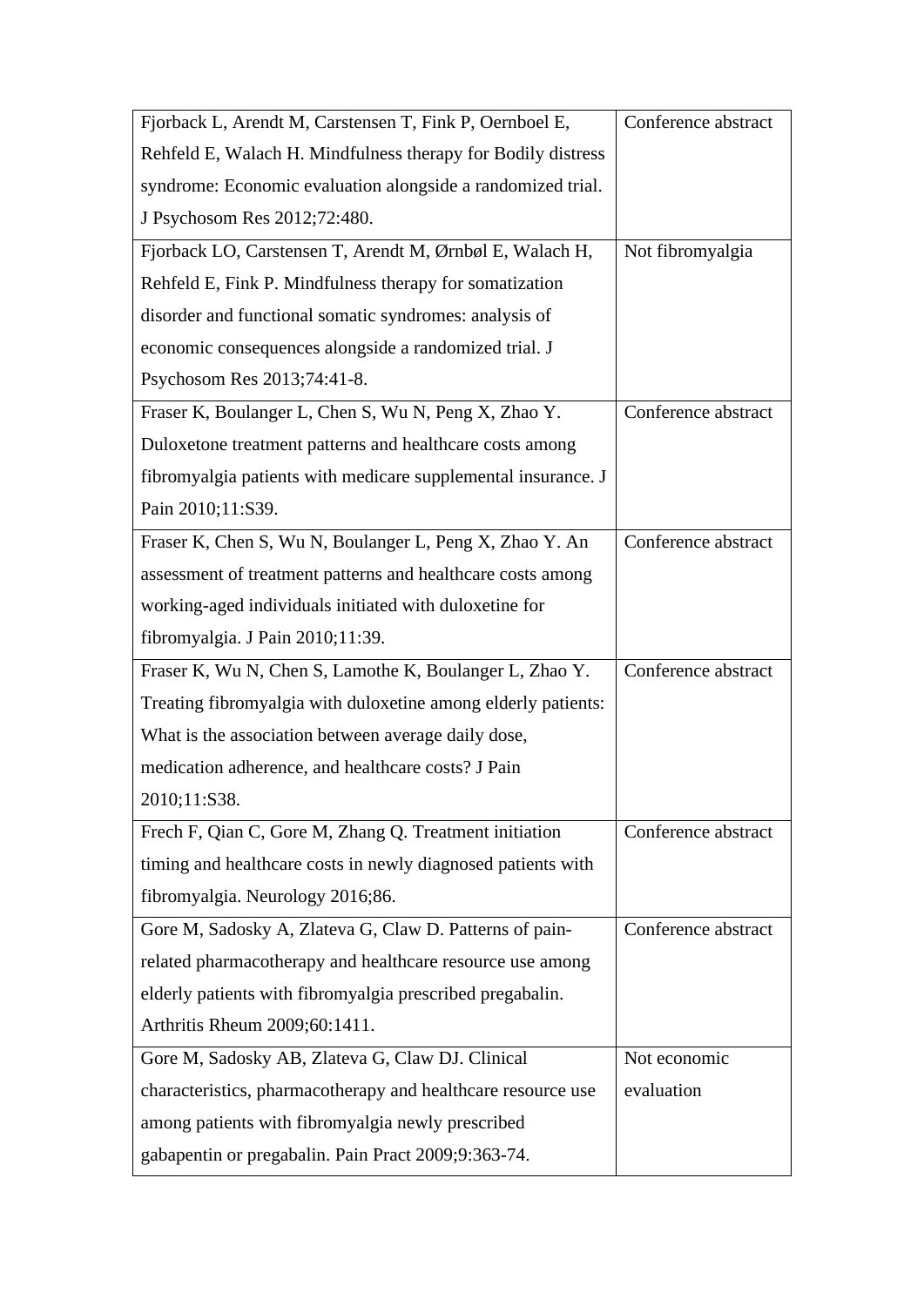| | |
|---|---|
| Fjorback L, Arendt M, Carstensen T, Fink P, Oernboel E, Rehfeld E, Walach H. Mindfulness therapy for Bodily distress syndrome: Economic evaluation alongside a randomized trial. J Psychosom Res 2012;72:480. | Conference abstract |
| Fjorback LO, Carstensen T, Arendt M, Ørnbøl E, Walach H, Rehfeld E, Fink P. Mindfulness therapy for somatization disorder and functional somatic syndromes: analysis of economic consequences alongside a randomized trial. J Psychosom Res 2013;74:41-8. | Not fibromyalgia |
| Fraser K, Boulanger L, Chen S, Wu N, Peng X, Zhao Y. Duloxetone treatment patterns and healthcare costs among fibromyalgia patients with medicare supplemental insurance. J Pain 2010;11:S39. | Conference abstract |
| Fraser K, Chen S, Wu N, Boulanger L, Peng X, Zhao Y. An assessment of treatment patterns and healthcare costs among working-aged individuals initiated with duloxetine for fibromyalgia. J Pain 2010;11:39. | Conference abstract |
| Fraser K, Wu N, Chen S, Lamothe K, Boulanger L, Zhao Y. Treating fibromyalgia with duloxetine among elderly patients: What is the association between average daily dose, medication adherence, and healthcare costs? J Pain 2010;11:S38. | Conference abstract |
| Frech F, Qian C, Gore M, Zhang Q. Treatment initiation timing and healthcare costs in newly diagnosed patients with fibromyalgia. Neurology 2016;86. | Conference abstract |
| Gore M, Sadosky A, Zlateva G, Claw D. Patterns of pain-related pharmacotherapy and healthcare resource use among elderly patients with fibromyalgia prescribed pregabalin. Arthritis Rheum 2009;60:1411. | Conference abstract |
| Gore M, Sadosky AB, Zlateva G, Claw DJ. Clinical characteristics, pharmacotherapy and healthcare resource use among patients with fibromyalgia newly prescribed gabapentin or pregabalin. Pain Pract 2009;9:363-74. | Not economic evaluation |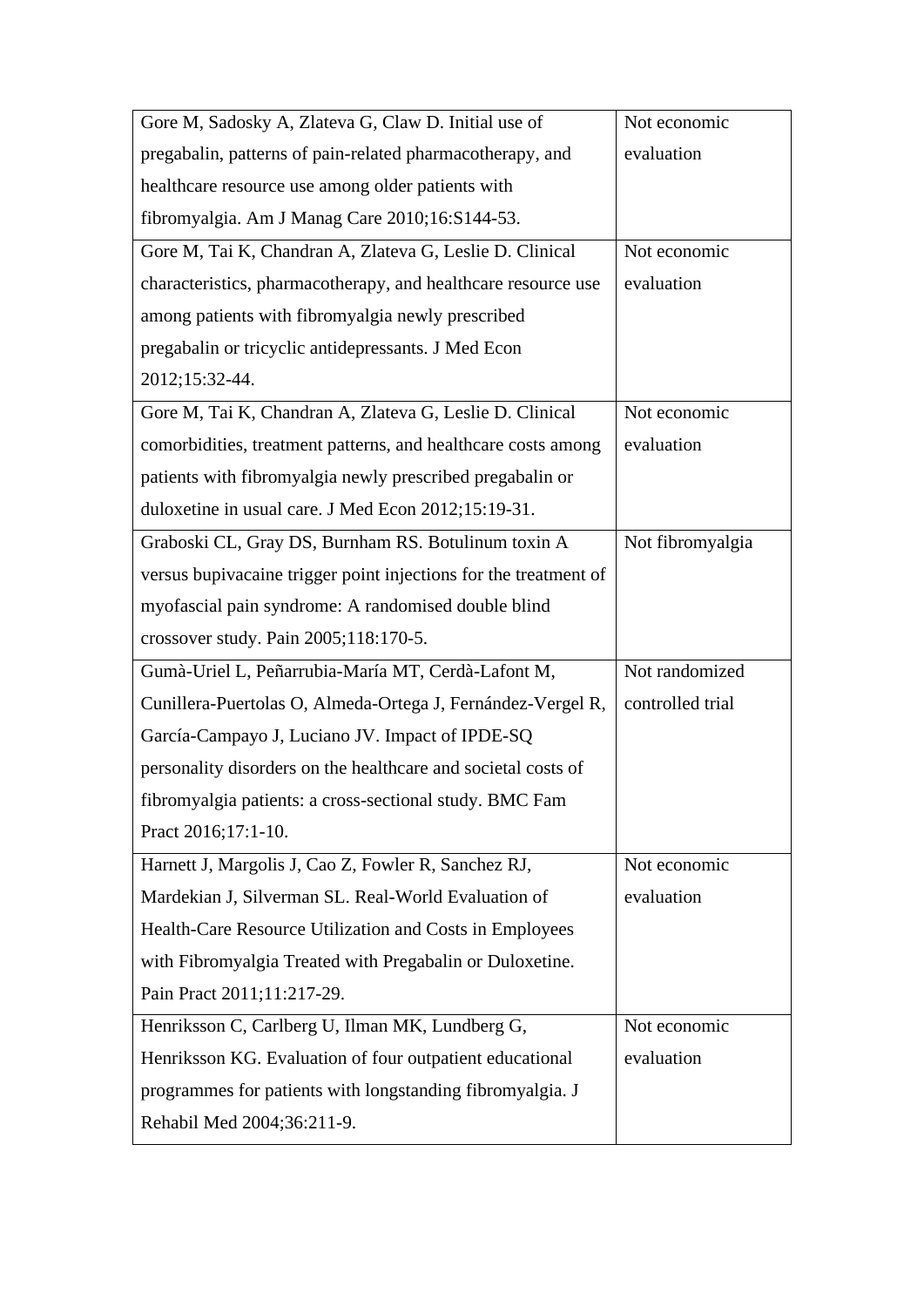| | |
|---|---|
| Gore M, Sadosky A, Zlateva G, Claw D. Initial use of pregabalin, patterns of pain-related pharmacotherapy, and healthcare resource use among older patients with fibromyalgia. Am J Manag Care 2010;16:S144-53. | Not economic evaluation |
| Gore M, Tai K, Chandran A, Zlateva G, Leslie D. Clinical characteristics, pharmacotherapy, and healthcare resource use among patients with fibromyalgia newly prescribed pregabalin or tricyclic antidepressants. J Med Econ 2012;15:32-44. | Not economic evaluation |
| Gore M, Tai K, Chandran A, Zlateva G, Leslie D. Clinical comorbidities, treatment patterns, and healthcare costs among patients with fibromyalgia newly prescribed pregabalin or duloxetine in usual care. J Med Econ 2012;15:19-31. | Not economic evaluation |
| Graboski CL, Gray DS, Burnham RS. Botulinum toxin A versus bupivacaine trigger point injections for the treatment of myofascial pain syndrome: A randomised double blind crossover study. Pain 2005;118:170-5. | Not fibromyalgia |
| Gumà-Uriel L, Peñarrubia-María MT, Cerdà-Lafont M, Cunillera-Puertolas O, Almeda-Ortega J, Fernández-Vergel R, García-Campayo J, Luciano JV. Impact of IPDE-SQ personality disorders on the healthcare and societal costs of fibromyalgia patients: a cross-sectional study. BMC Fam Pract 2016;17:1-10. | Not randomized controlled trial |
| Harnett J, Margolis J, Cao Z, Fowler R, Sanchez RJ, Mardekian J, Silverman SL. Real-World Evaluation of Health-Care Resource Utilization and Costs in Employees with Fibromyalgia Treated with Pregabalin or Duloxetine. Pain Pract 2011;11:217-29. | Not economic evaluation |
| Henriksson C, Carlberg U, Ilman MK, Lundberg G, Henriksson KG. Evaluation of four outpatient educational programmes for patients with longstanding fibromyalgia. J Rehabil Med 2004;36:211-9. | Not economic evaluation |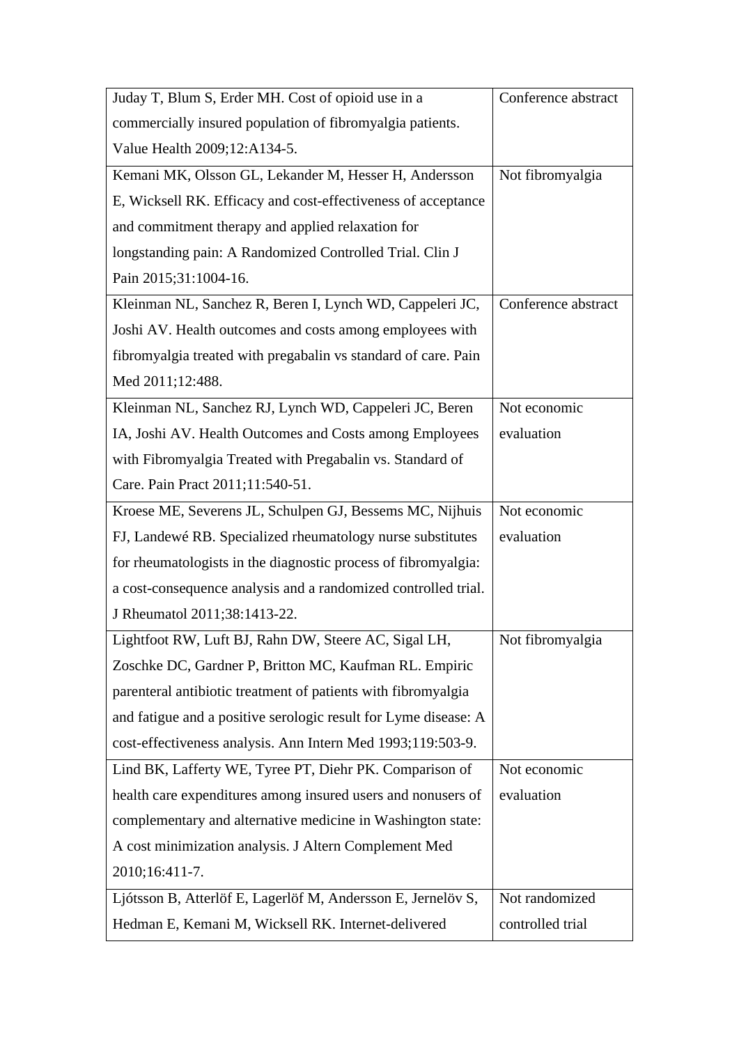| | |
|---|---|
| Juday T, Blum S, Erder MH. Cost of opioid use in a commercially insured population of fibromyalgia patients. Value Health 2009;12:A134-5. | Conference abstract |
| Kemani MK, Olsson GL, Lekander M, Hesser H, Andersson E, Wicksell RK. Efficacy and cost-effectiveness of acceptance and commitment therapy and applied relaxation for longstanding pain: A Randomized Controlled Trial. Clin J Pain 2015;31:1004-16. | Not fibromyalgia |
| Kleinman NL, Sanchez R, Beren I, Lynch WD, Cappeleri JC, Joshi AV. Health outcomes and costs among employees with fibromyalgia treated with pregabalin vs standard of care. Pain Med 2011;12:488. | Conference abstract |
| Kleinman NL, Sanchez RJ, Lynch WD, Cappeleri JC, Beren IA, Joshi AV. Health Outcomes and Costs among Employees with Fibromyalgia Treated with Pregabalin vs. Standard of Care. Pain Pract 2011;11:540-51. | Not economic evaluation |
| Kroese ME, Severens JL, Schulpen GJ, Bessems MC, Nijhuis FJ, Landewé RB. Specialized rheumatology nurse substitutes for rheumatologists in the diagnostic process of fibromyalgia: a cost-consequence analysis and a randomized controlled trial. J Rheumatol 2011;38:1413-22. | Not economic evaluation |
| Lightfoot RW, Luft BJ, Rahn DW, Steere AC, Sigal LH, Zoschke DC, Gardner P, Britton MC, Kaufman RL. Empiric parenteral antibiotic treatment of patients with fibromyalgia and fatigue and a positive serologic result for Lyme disease: A cost-effectiveness analysis. Ann Intern Med 1993;119:503-9. | Not fibromyalgia |
| Lind BK, Lafferty WE, Tyree PT, Diehr PK. Comparison of health care expenditures among insured users and nonusers of complementary and alternative medicine in Washington state: A cost minimization analysis. J Altern Complement Med 2010;16:411-7. | Not economic evaluation |
| Ljótsson B, Atterlöf E, Lagerlöf M, Andersson E, Jernelöv S, Hedman E, Kemani M, Wicksell RK. Internet-delivered | Not randomized controlled trial |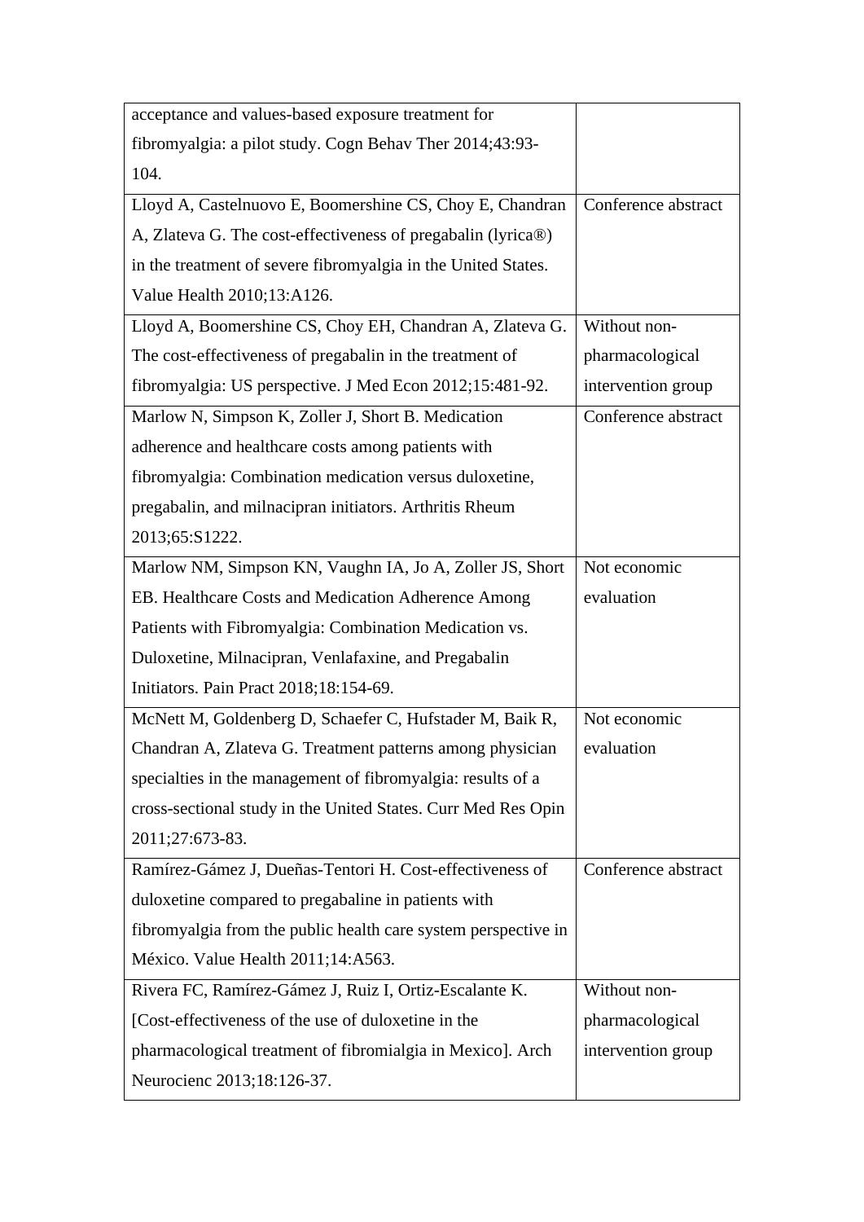| | |
|---|---|
| acceptance and values-based exposure treatment for fibromyalgia: a pilot study. Cogn Behav Ther 2014;43:93-104. | |
| Lloyd A, Castelnuovo E, Boomershine CS, Choy E, Chandran A, Zlateva G. The cost-effectiveness of pregabalin (lyrica®) in the treatment of severe fibromyalgia in the United States. Value Health 2010;13:A126. | Conference abstract |
| Lloyd A, Boomershine CS, Choy EH, Chandran A, Zlateva G. The cost-effectiveness of pregabalin in the treatment of fibromyalgia: US perspective. J Med Econ 2012;15:481-92. | Without non-pharmacological intervention group |
| Marlow N, Simpson K, Zoller J, Short B. Medication adherence and healthcare costs among patients with fibromyalgia: Combination medication versus duloxetine, pregabalin, and milnacipran initiators. Arthritis Rheum 2013;65:S1222. | Conference abstract |
| Marlow NM, Simpson KN, Vaughn IA, Jo A, Zoller JS, Short EB. Healthcare Costs and Medication Adherence Among Patients with Fibromyalgia: Combination Medication vs. Duloxetine, Milnacipran, Venlafaxine, and Pregabalin Initiators. Pain Pract 2018;18:154-69. | Not economic evaluation |
| McNett M, Goldenberg D, Schaefer C, Hufstader M, Baik R, Chandran A, Zlateva G. Treatment patterns among physician specialties in the management of fibromyalgia: results of a cross-sectional study in the United States. Curr Med Res Opin 2011;27:673-83. | Not economic evaluation |
| Ramírez-Gámez J, Dueñas-Tentori H. Cost-effectiveness of duloxetine compared to pregabaline in patients with fibromyalgia from the public health care system perspective in México. Value Health 2011;14:A563. | Conference abstract |
| Rivera FC, Ramírez-Gámez J, Ruiz I, Ortiz-Escalante K. [Cost-effectiveness of the use of duloxetine in the pharmacological treatment of fibromialgia in Mexico]. Arch Neurocienc 2013;18:126-37. | Without non-pharmacological intervention group |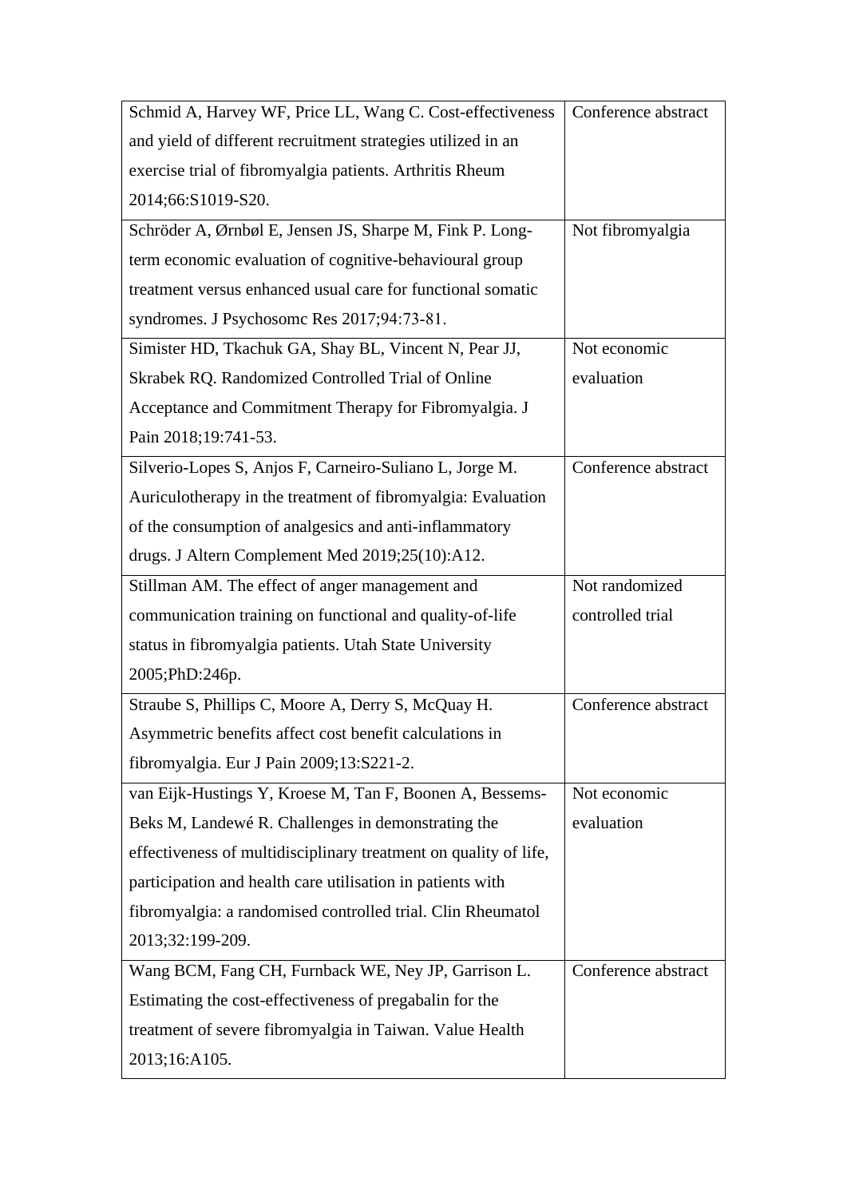| | |
|---|---|
| Schmid A, Harvey WF, Price LL, Wang C. Cost-effectiveness and yield of different recruitment strategies utilized in an exercise trial of fibromyalgia patients. Arthritis Rheum 2014;66:S1019-S20. | Conference abstract |
| Schröder A, Ørnbøl E, Jensen JS, Sharpe M, Fink P. Long-term economic evaluation of cognitive-behavioural group treatment versus enhanced usual care for functional somatic syndromes. J Psychosomc Res 2017;94:73-81. | Not fibromyalgia |
| Simister HD, Tkachuk GA, Shay BL, Vincent N, Pear JJ, Skrabek RQ. Randomized Controlled Trial of Online Acceptance and Commitment Therapy for Fibromyalgia. J Pain 2018;19:741-53. | Not economic evaluation |
| Silverio-Lopes S, Anjos F, Carneiro-Suliano L, Jorge M. Auriculotherapy in the treatment of fibromyalgia: Evaluation of the consumption of analgesics and anti-inflammatory drugs. J Altern Complement Med 2019;25(10):A12. | Conference abstract |
| Stillman AM. The effect of anger management and communication training on functional and quality-of-life status in fibromyalgia patients. Utah State University 2005;PhD:246p. | Not randomized controlled trial |
| Straube S, Phillips C, Moore A, Derry S, McQuay H. Asymmetric benefits affect cost benefit calculations in fibromyalgia. Eur J Pain 2009;13:S221-2. | Conference abstract |
| van Eijk-Hustings Y, Kroese M, Tan F, Boonen A, Bessems-Beks M, Landewé R. Challenges in demonstrating the effectiveness of multidisciplinary treatment on quality of life, participation and health care utilisation in patients with fibromyalgia: a randomised controlled trial. Clin Rheumatol 2013;32:199-209. | Not economic evaluation |
| Wang BCM, Fang CH, Furnback WE, Ney JP, Garrison L. Estimating the cost-effectiveness of pregabalin for the treatment of severe fibromyalgia in Taiwan. Value Health 2013;16:A105. | Conference abstract |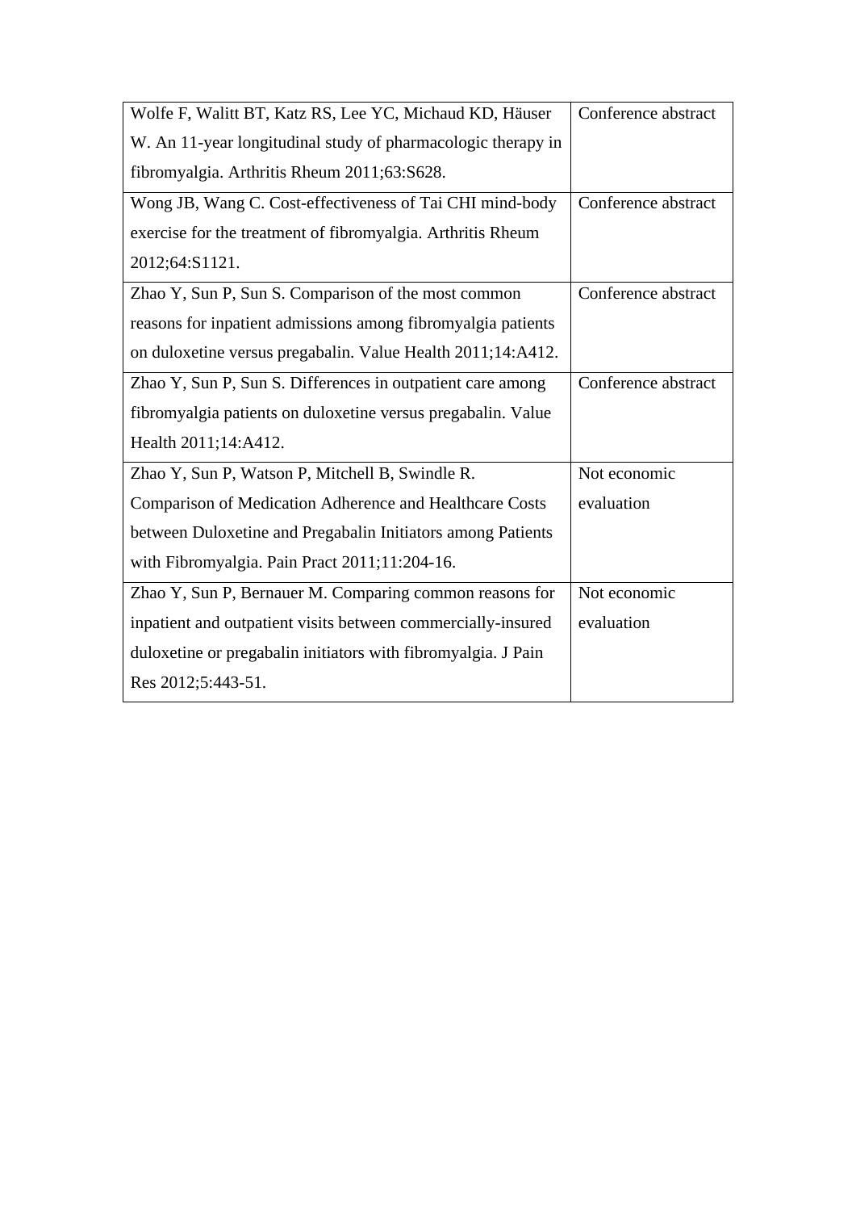| | |
|---|---|
| Wolfe F, Walitt BT, Katz RS, Lee YC, Michaud KD, Häuser W. An 11-year longitudinal study of pharmacologic therapy in fibromyalgia. Arthritis Rheum 2011;63:S628. | Conference abstract |
| Wong JB, Wang C. Cost-effectiveness of Tai CHI mind-body exercise for the treatment of fibromyalgia. Arthritis Rheum 2012;64:S1121. | Conference abstract |
| Zhao Y, Sun P, Sun S. Comparison of the most common reasons for inpatient admissions among fibromyalgia patients on duloxetine versus pregabalin. Value Health 2011;14:A412. | Conference abstract |
| Zhao Y, Sun P, Sun S. Differences in outpatient care among fibromyalgia patients on duloxetine versus pregabalin. Value Health 2011;14:A412. | Conference abstract |
| Zhao Y, Sun P, Watson P, Mitchell B, Swindle R. Comparison of Medication Adherence and Healthcare Costs between Duloxetine and Pregabalin Initiators among Patients with Fibromyalgia. Pain Pract 2011;11:204-16. | Not economic evaluation |
| Zhao Y, Sun P, Bernauer M. Comparing common reasons for inpatient and outpatient visits between commercially-insured duloxetine or pregabalin initiators with fibromyalgia. J Pain Res 2012;5:443-51. | Not economic evaluation |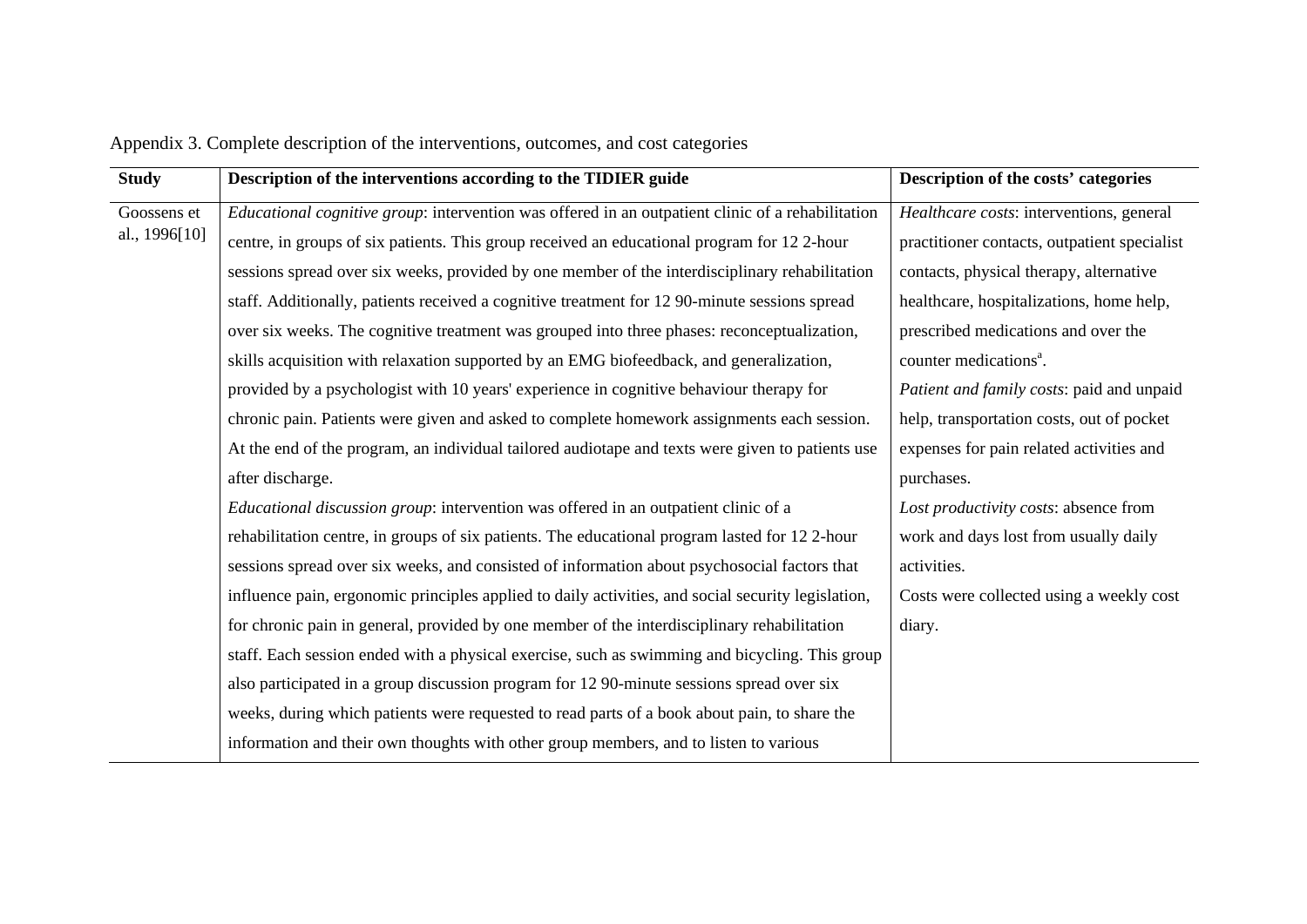Appendix 3. Complete description of the interventions, outcomes, and cost categories

| Study | Description of the interventions according to the TIDIER guide | Description of the costs' categories |
|---|---|---|
| Goossens et al., 1996[10] | *Educational cognitive group*: intervention was offered in an outpatient clinic of a rehabilitation centre, in groups of six patients. This group received an educational program for 12 2-hour sessions spread over six weeks, provided by one member of the interdisciplinary rehabilitation staff. Additionally, patients received a cognitive treatment for 12 90-minute sessions spread over six weeks. The cognitive treatment was grouped into three phases: reconceptualization, skills acquisition with relaxation supported by an EMG biofeedback, and generalization, provided by a psychologist with 10 years' experience in cognitive behaviour therapy for chronic pain. Patients were given and asked to complete homework assignments each session. At the end of the program, an individual tailored audiotape and texts were given to patients use after discharge.<br>*Educational discussion group*: intervention was offered in an outpatient clinic of a rehabilitation centre, in groups of six patients. The educational program lasted for 12 2-hour sessions spread over six weeks, and consisted of information about psychosocial factors that influence pain, ergonomic principles applied to daily activities, and social security legislation, for chronic pain in general, provided by one member of the interdisciplinary rehabilitation staff. Each session ended with a physical exercise, such as swimming and bicycling. This group also participated in a group discussion program for 12 90-minute sessions spread over six weeks, during which patients were requested to read parts of a book about pain, to share the information and their own thoughts with other group members, and to listen to various | *Healthcare costs*: interventions, general practitioner contacts, outpatient specialist contacts, physical therapy, alternative healthcare, hospitalizations, home help, prescribed medications and over the counter medications[a].<br>*Patient and family costs*: paid and unpaid help, transportation costs, out of pocket expenses for pain related activities and purchases.<br>*Lost productivity costs*: absence from work and days lost from usually daily activities.<br>Costs were collected using a weekly cost diary. |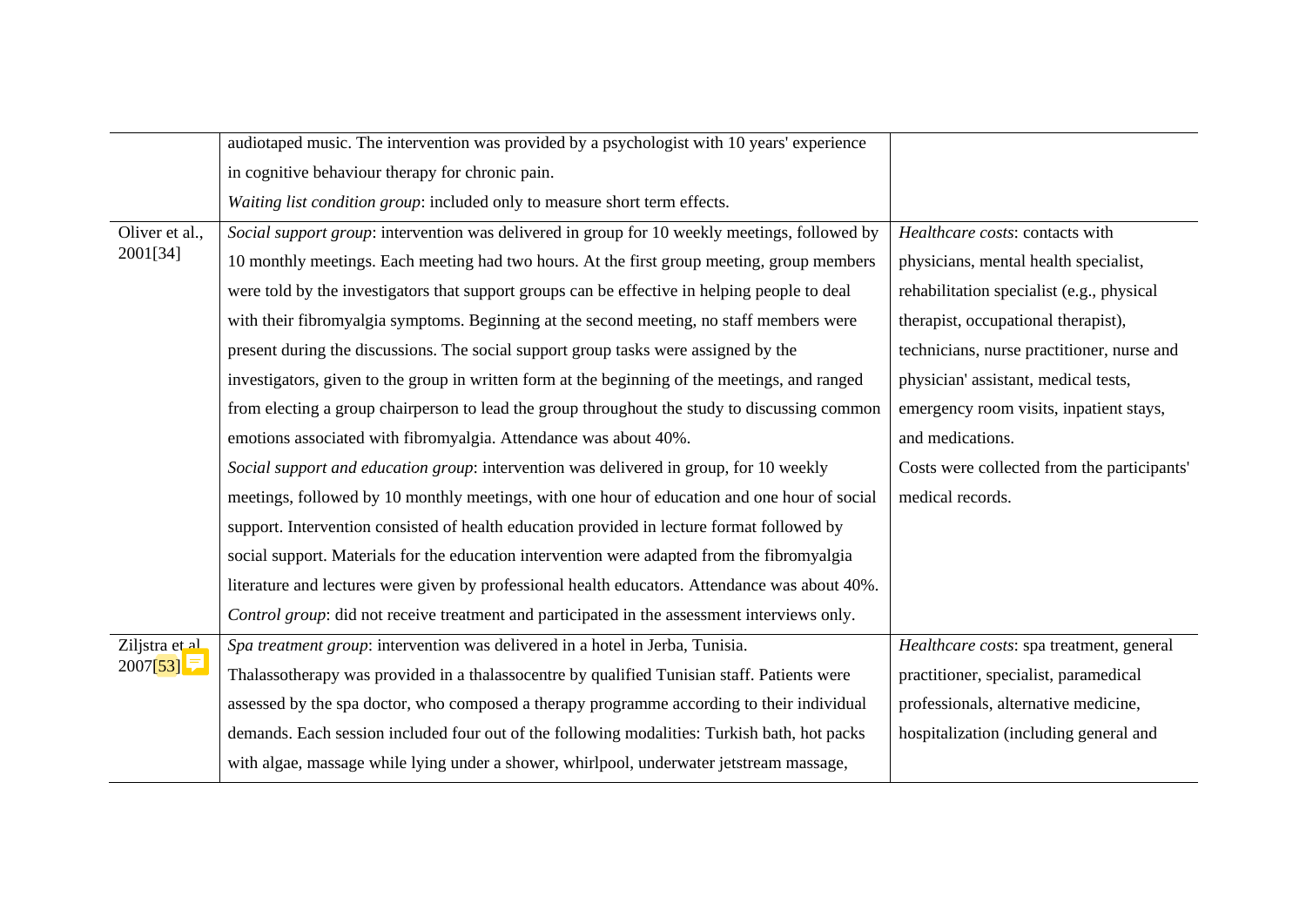| | | |
|---|---|---|
| | audiotaped music. The intervention was provided by a psychologist with 10 years' experience in cognitive behaviour therapy for chronic pain.<br>*Waiting list condition group*: included only to measure short term effects. | |
| Oliver et al., 2001[34] | *Social support group*: intervention was delivered in group for 10 weekly meetings, followed by 10 monthly meetings. Each meeting had two hours. At the first group meeting, group members were told by the investigators that support groups can be effective in helping people to deal with their fibromyalgia symptoms. Beginning at the second meeting, no staff members were present during the discussions. The social support group tasks were assigned by the investigators, given to the group in written form at the beginning of the meetings, and ranged from electing a group chairperson to lead the group throughout the study to discussing common emotions associated with fibromyalgia. Attendance was about 40%.<br>*Social support and education group*: intervention was delivered in group, for 10 weekly meetings, followed by 10 monthly meetings, with one hour of education and one hour of social support. Intervention consisted of health education provided in lecture format followed by social support. Materials for the education intervention were adapted from the fibromyalgia literature and lectures were given by professional health educators. Attendance was about 40%.<br>*Control group*: did not receive treatment and participated in the assessment interviews only. | *Healthcare costs*: contacts with physicians, mental health specialist, rehabilitation specialist (e.g., physical therapist, occupational therapist), technicians, nurse practitioner, nurse and physician' assistant, medical tests, emergency room visits, inpatient stays, and medications.<br>Costs were collected from the participants' medical records. |
| Ziljstra et al. 2007[53] | *Spa treatment group*: intervention was delivered in a hotel in Jerba, Tunisia. Thalassotherapy was provided in a thalassocentre by qualified Tunisian staff. Patients were assessed by the spa doctor, who composed a therapy programme according to their individual demands. Each session included four out of the following modalities: Turkish bath, hot packs with algae, massage while lying under a shower, whirlpool, underwater jetstream massage, | *Healthcare costs*: spa treatment, general practitioner, specialist, paramedical professionals, alternative medicine, hospitalization (including general and |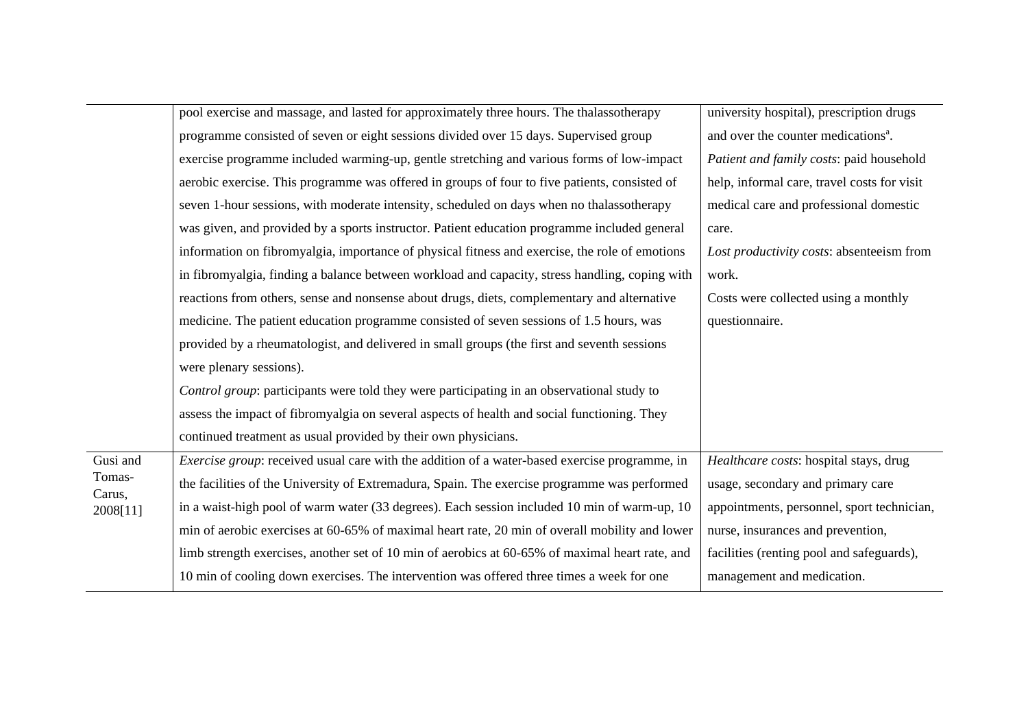| | | |
|---|---|---|
| | pool exercise and massage, and lasted for approximately three hours. The thalassotherapy programme consisted of seven or eight sessions divided over 15 days. Supervised group exercise programme included warming-up, gentle stretching and various forms of low-impact aerobic exercise. This programme was offered in groups of four to five patients, consisted of seven 1-hour sessions, with moderate intensity, scheduled on days when no thalassotherapy was given, and provided by a sports instructor. Patient education programme included general information on fibromyalgia, importance of physical fitness and exercise, the role of emotions in fibromyalgia, finding a balance between workload and capacity, stress handling, coping with reactions from others, sense and nonsense about drugs, diets, complementary and alternative medicine. The patient education programme consisted of seven sessions of 1.5 hours, was provided by a rheumatologist, and delivered in small groups (the first and seventh sessions were plenary sessions).<br>*Control group*: participants were told they were participating in an observational study to assess the impact of fibromyalgia on several aspects of health and social functioning. They continued treatment as usual provided by their own physicians. | university hospital), prescription drugs and over the counter medications[a].<br>*Patient and family costs*: paid household help, informal care, travel costs for visit medical care and professional domestic care.<br>*Lost productivity costs*: absenteeism from work.<br>Costs were collected using a monthly questionnaire. |
| Gusi and Tomas-Carus, 2008[11] | *Exercise group*: received usual care with the addition of a water-based exercise programme, in the facilities of the University of Extremadura, Spain. The exercise programme was performed in a waist-high pool of warm water (33 degrees). Each session included 10 min of warm-up, 10 min of aerobic exercises at 60-65% of maximal heart rate, 20 min of overall mobility and lower limb strength exercises, another set of 10 min of aerobics at 60-65% of maximal heart rate, and 10 min of cooling down exercises. The intervention was offered three times a week for one | *Healthcare costs*: hospital stays, drug usage, secondary and primary care appointments, personnel, sport technician, nurse, insurances and prevention, facilities (renting pool and safeguards), management and medication. |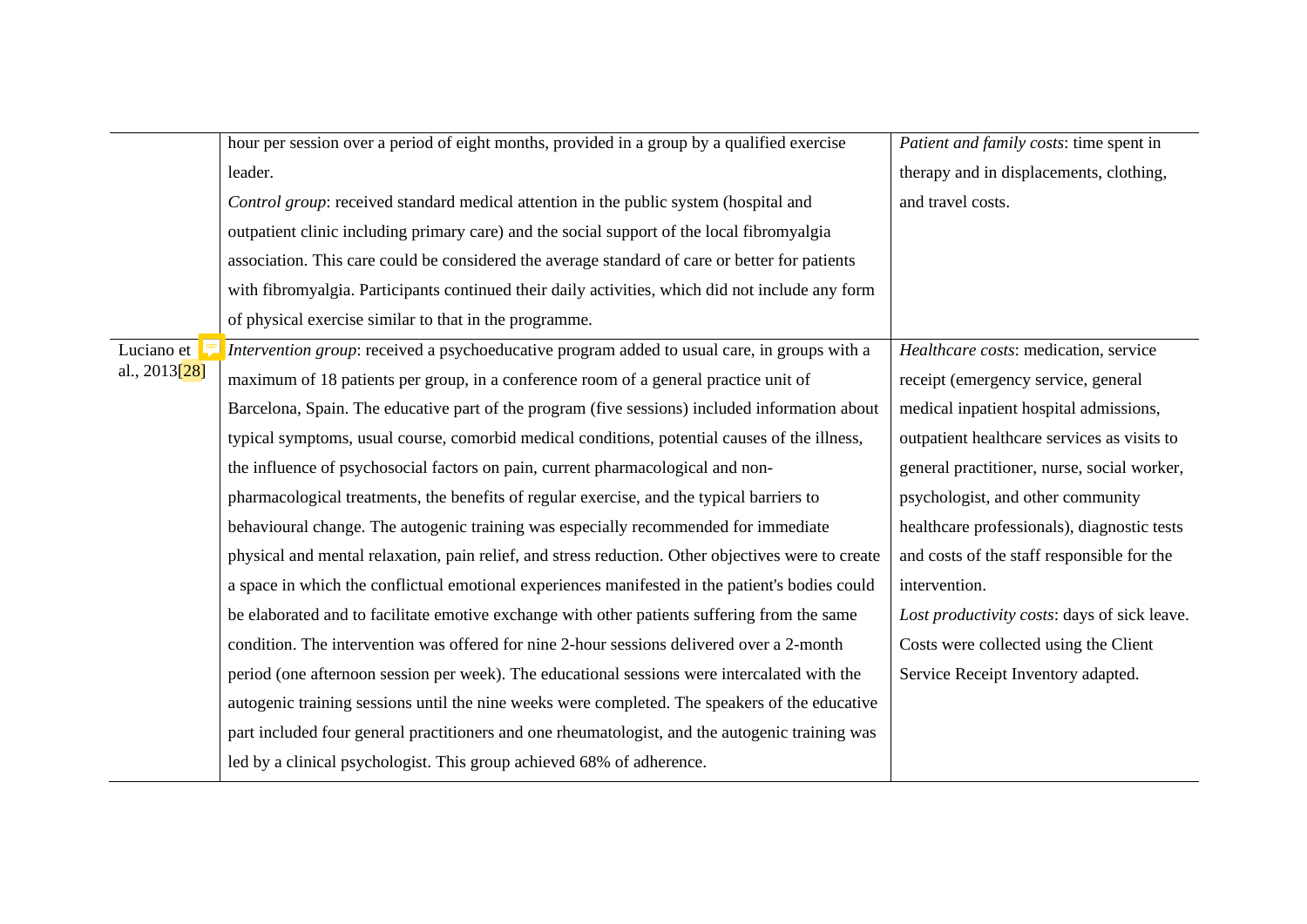| | | |
|---|---|---|
| | hour per session over a period of eight months, provided in a group by a qualified exercise leader. *Control group*: received standard medical attention in the public system (hospital and outpatient clinic including primary care) and the social support of the local fibromyalgia association. This care could be considered the average standard of care or better for patients with fibromyalgia. Participants continued their daily activities, which did not include any form of physical exercise similar to that in the programme. | *Patient and family costs*: time spent in therapy and in displacements, clothing, and travel costs. |
| Luciano et al., 2013[28] | *Intervention group*: received a psychoeducative program added to usual care, in groups with a maximum of 18 patients per group, in a conference room of a general practice unit of Barcelona, Spain. The educative part of the program (five sessions) included information about typical symptoms, usual course, comorbid medical conditions, potential causes of the illness, the influence of psychosocial factors on pain, current pharmacological and non-pharmacological treatments, the benefits of regular exercise, and the typical barriers to behavioural change. The autogenic training was especially recommended for immediate physical and mental relaxation, pain relief, and stress reduction. Other objectives were to create a space in which the conflictual emotional experiences manifested in the patient's bodies could be elaborated and to facilitate emotive exchange with other patients suffering from the same condition. The intervention was offered for nine 2-hour sessions delivered over a 2-month period (one afternoon session per week). The educational sessions were intercalated with the autogenic training sessions until the nine weeks were completed. The speakers of the educative part included four general practitioners and one rheumatologist, and the autogenic training was led by a clinical psychologist. This group achieved 68% of adherence. | *Healthcare costs*: medication, service receipt (emergency service, general medical inpatient hospital admissions, outpatient healthcare services as visits to general practitioner, nurse, social worker, psychologist, and other community healthcare professionals), diagnostic tests and costs of the staff responsible for the intervention. *Lost productivity costs*: days of sick leave. Costs were collected using the Client Service Receipt Inventory adapted. |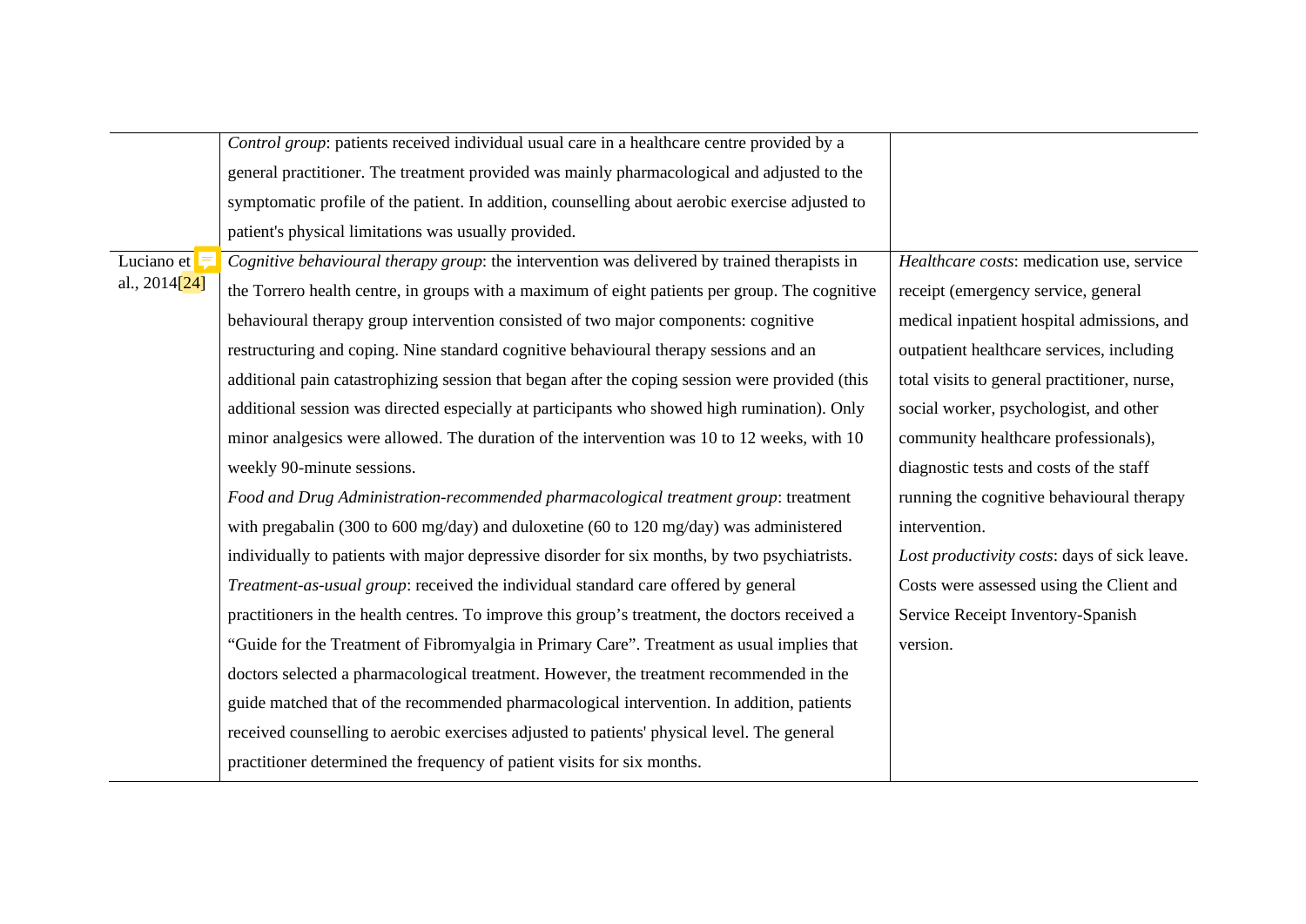| | | |
|---|---|---|
| | *Control group*: patients received individual usual care in a healthcare centre provided by a general practitioner. The treatment provided was mainly pharmacological and adjusted to the symptomatic profile of the patient. In addition, counselling about aerobic exercise adjusted to patient's physical limitations was usually provided. | |
| Luciano et al., 2014[24] | *Cognitive behavioural therapy group*: the intervention was delivered by trained therapists in the Torrero health centre, in groups with a maximum of eight patients per group. The cognitive behavioural therapy group intervention consisted of two major components: cognitive restructuring and coping. Nine standard cognitive behavioural therapy sessions and an additional pain catastrophizing session that began after the coping session were provided (this additional session was directed especially at participants who showed high rumination). Only minor analgesics were allowed. The duration of the intervention was 10 to 12 weeks, with 10 weekly 90-minute sessions.<br>*Food and Drug Administration-recommended pharmacological treatment group*: treatment with pregabalin (300 to 600 mg/day) and duloxetine (60 to 120 mg/day) was administered individually to patients with major depressive disorder for six months, by two psychiatrists.<br>*Treatment-as-usual group*: received the individual standard care offered by general practitioners in the health centres. To improve this group's treatment, the doctors received a "Guide for the Treatment of Fibromyalgia in Primary Care". Treatment as usual implies that doctors selected a pharmacological treatment. However, the treatment recommended in the guide matched that of the recommended pharmacological intervention. In addition, patients received counselling to aerobic exercises adjusted to patients' physical level. The general practitioner determined the frequency of patient visits for six months. | *Healthcare costs*: medication use, service receipt (emergency service, general medical inpatient hospital admissions, and outpatient healthcare services, including total visits to general practitioner, nurse, social worker, psychologist, and other community healthcare professionals), diagnostic tests and costs of the staff running the cognitive behavioural therapy intervention.<br>*Lost productivity costs*: days of sick leave.<br>Costs were assessed using the Client and Service Receipt Inventory-Spanish version. |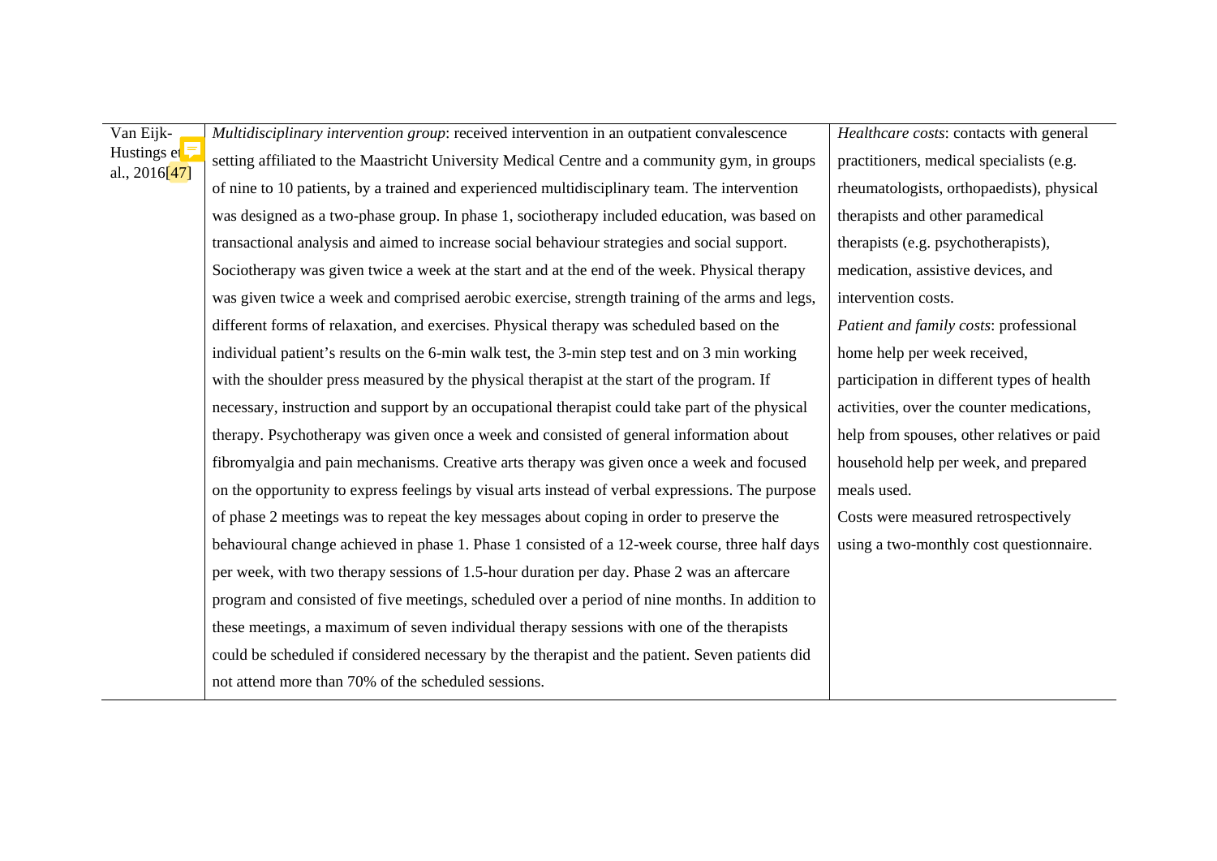| | | |
|---|---|---|
| Van Eijk-Hustings et al., 2016[47] | *Multidisciplinary intervention group*: received intervention in an outpatient convalescence setting affiliated to the Maastricht University Medical Centre and a community gym, in groups of nine to 10 patients, by a trained and experienced multidisciplinary team. The intervention was designed as a two-phase group. In phase 1, sociotherapy included education, was based on transactional analysis and aimed to increase social behaviour strategies and social support. Sociotherapy was given twice a week at the start and at the end of the week. Physical therapy was given twice a week and comprised aerobic exercise, strength training of the arms and legs, different forms of relaxation, and exercises. Physical therapy was scheduled based on the individual patient's results on the 6-min walk test, the 3-min step test and on 3 min working with the shoulder press measured by the physical therapist at the start of the program. If necessary, instruction and support by an occupational therapist could take part of the physical therapy. Psychotherapy was given once a week and consisted of general information about fibromyalgia and pain mechanisms. Creative arts therapy was given once a week and focused on the opportunity to express feelings by visual arts instead of verbal expressions. The purpose of phase 2 meetings was to repeat the key messages about coping in order to preserve the behavioural change achieved in phase 1. Phase 1 consisted of a 12-week course, three half days per week, with two therapy sessions of 1.5-hour duration per day. Phase 2 was an aftercare program and consisted of five meetings, scheduled over a period of nine months. In addition to these meetings, a maximum of seven individual therapy sessions with one of the therapists could be scheduled if considered necessary by the therapist and the patient. Seven patients did not attend more than 70% of the scheduled sessions. | *Healthcare costs*: contacts with general practitioners, medical specialists (e.g. rheumatologists, orthopaedists), physical therapists and other paramedical therapists (e.g. psychotherapists), medication, assistive devices, and intervention costs.<br>*Patient and family costs*: professional home help per week received, participation in different types of health activities, over the counter medications, help from spouses, other relatives or paid household help per week, and prepared meals used.<br>Costs were measured retrospectively using a two-monthly cost questionnaire. |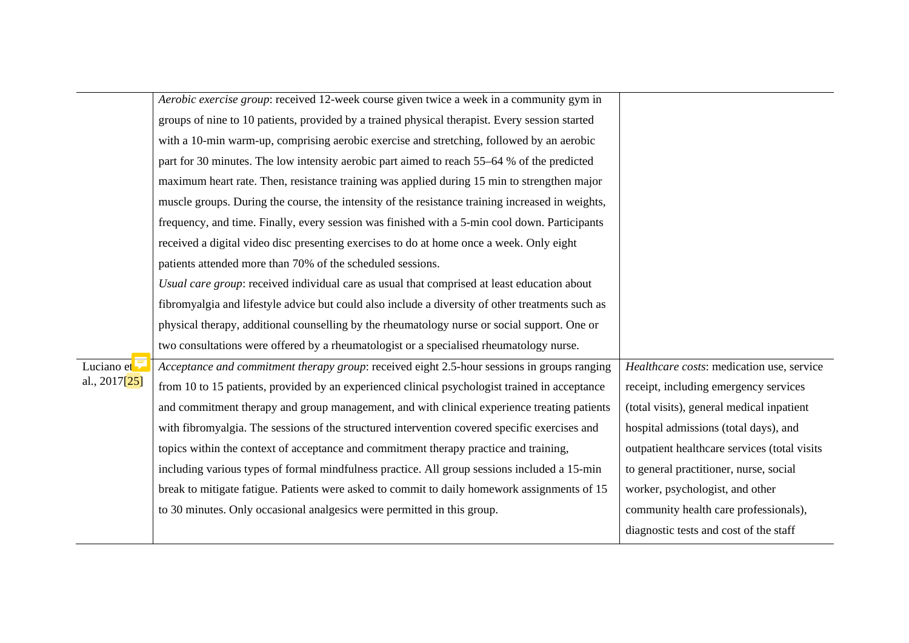| | | |
|---|---|---|
| | *Aerobic exercise group*: received 12-week course given twice a week in a community gym in groups of nine to 10 patients, provided by a trained physical therapist. Every session started with a 10-min warm-up, comprising aerobic exercise and stretching, followed by an aerobic part for 30 minutes. The low intensity aerobic part aimed to reach 55–64 % of the predicted maximum heart rate. Then, resistance training was applied during 15 min to strengthen major muscle groups. During the course, the intensity of the resistance training increased in weights, frequency, and time. Finally, every session was finished with a 5-min cool down. Participants received a digital video disc presenting exercises to do at home once a week. Only eight patients attended more than 70% of the scheduled sessions.<br>*Usual care group*: received individual care as usual that comprised at least education about fibromyalgia and lifestyle advice but could also include a diversity of other treatments such as physical therapy, additional counselling by the rheumatology nurse or social support. One or two consultations were offered by a rheumatologist or a specialised rheumatology nurse. | |
| Luciano et al., 2017[25] | *Acceptance and commitment therapy group*: received eight 2.5-hour sessions in groups ranging from 10 to 15 patients, provided by an experienced clinical psychologist trained in acceptance and commitment therapy and group management, and with clinical experience treating patients with fibromyalgia. The sessions of the structured intervention covered specific exercises and topics within the context of acceptance and commitment therapy practice and training, including various types of formal mindfulness practice. All group sessions included a 15-min break to mitigate fatigue. Patients were asked to commit to daily homework assignments of 15 to 30 minutes. Only occasional analgesics were permitted in this group. | *Healthcare costs*: medication use, service receipt, including emergency services (total visits), general medical inpatient hospital admissions (total days), and outpatient healthcare services (total visits to general practitioner, nurse, social worker, psychologist, and other community health care professionals), diagnostic tests and cost of the staff |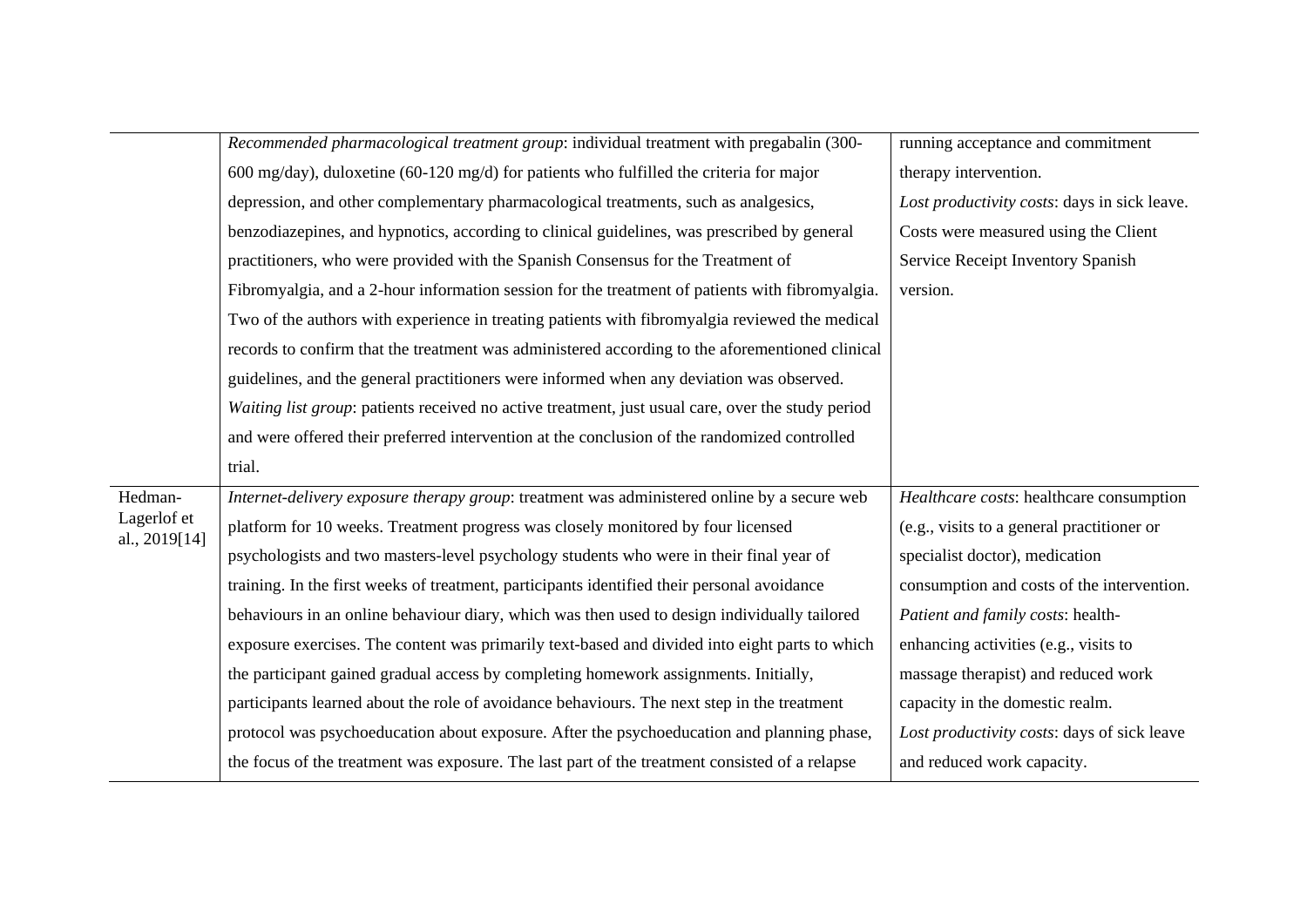| | | |
|---|---|---|
| | *Recommended pharmacological treatment group*: individual treatment with pregabalin (300-600 mg/day), duloxetine (60-120 mg/d) for patients who fulfilled the criteria for major depression, and other complementary pharmacological treatments, such as analgesics, benzodiazepines, and hypnotics, according to clinical guidelines, was prescribed by general practitioners, who were provided with the Spanish Consensus for the Treatment of Fibromyalgia, and a 2-hour information session for the treatment of patients with fibromyalgia. Two of the authors with experience in treating patients with fibromyalgia reviewed the medical records to confirm that the treatment was administered according to the aforementioned clinical guidelines, and the general practitioners were informed when any deviation was observed. *Waiting list group*: patients received no active treatment, just usual care, over the study period and were offered their preferred intervention at the conclusion of the randomized controlled trial. | running acceptance and commitment therapy intervention. *Lost productivity costs*: days in sick leave. Costs were measured using the Client Service Receipt Inventory Spanish version. |
| Hedman-Lagerlof et al., 2019[14] | *Internet-delivery exposure therapy group*: treatment was administered online by a secure web platform for 10 weeks. Treatment progress was closely monitored by four licensed psychologists and two masters-level psychology students who were in their final year of training. In the first weeks of treatment, participants identified their personal avoidance behaviours in an online behaviour diary, which was then used to design individually tailored exposure exercises. The content was primarily text-based and divided into eight parts to which the participant gained gradual access by completing homework assignments. Initially, participants learned about the role of avoidance behaviours. The next step in the treatment protocol was psychoeducation about exposure. After the psychoeducation and planning phase, the focus of the treatment was exposure. The last part of the treatment consisted of a relapse | *Healthcare costs*: healthcare consumption (e.g., visits to a general practitioner or specialist doctor), medication consumption and costs of the intervention. *Patient and family costs*: health-enhancing activities (e.g., visits to massage therapist) and reduced work capacity in the domestic realm. *Lost productivity costs*: days of sick leave and reduced work capacity. |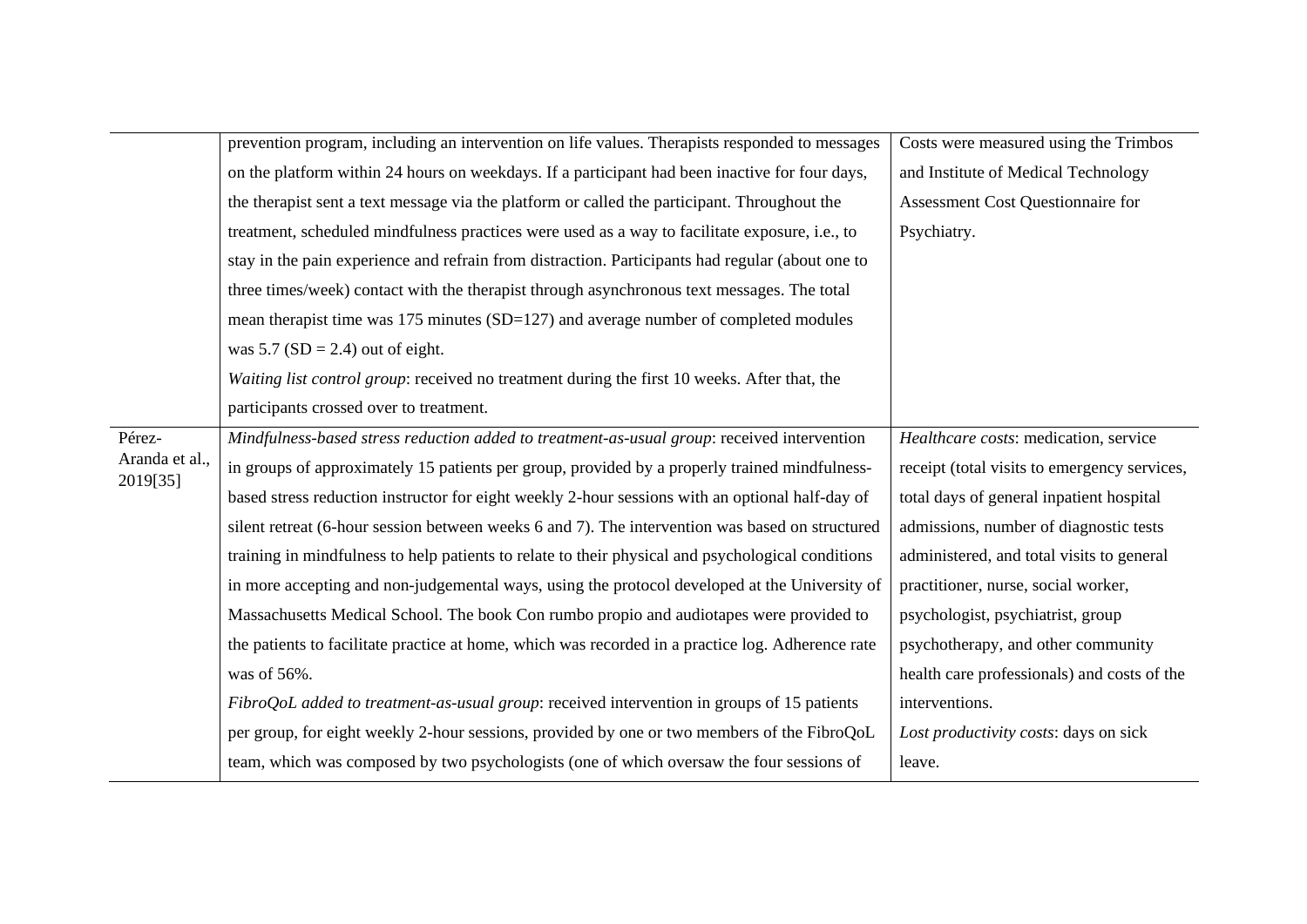| | | |
|---|---|---|
| | prevention program, including an intervention on life values. Therapists responded to messages on the platform within 24 hours on weekdays. If a participant had been inactive for four days, the therapist sent a text message via the platform or called the participant. Throughout the treatment, scheduled mindfulness practices were used as a way to facilitate exposure, i.e., to stay in the pain experience and refrain from distraction. Participants had regular (about one to three times/week) contact with the therapist through asynchronous text messages. The total mean therapist time was 175 minutes (SD=127) and average number of completed modules was 5.7 (SD = 2.4) out of eight.<br>*Waiting list control group*: received no treatment during the first 10 weeks. After that, the participants crossed over to treatment. | Costs were measured using the Trimbos and Institute of Medical Technology Assessment Cost Questionnaire for Psychiatry. |
| Pérez-Aranda et al., 2019[35] | *Mindfulness-based stress reduction added to treatment-as-usual group*: received intervention in groups of approximately 15 patients per group, provided by a properly trained mindfulness-based stress reduction instructor for eight weekly 2-hour sessions with an optional half-day of silent retreat (6-hour session between weeks 6 and 7). The intervention was based on structured training in mindfulness to help patients to relate to their physical and psychological conditions in more accepting and non-judgemental ways, using the protocol developed at the University of Massachusetts Medical School. The book Con rumbo propio and audiotapes were provided to the patients to facilitate practice at home, which was recorded in a practice log. Adherence rate was of 56%.<br>*FibroQoL added to treatment-as-usual group*: received intervention in groups of 15 patients per group, for eight weekly 2-hour sessions, provided by one or two members of the FibroQoL team, which was composed by two psychologists (one of which oversaw the four sessions of | *Healthcare costs*: medication, service receipt (total visits to emergency services, total days of general inpatient hospital admissions, number of diagnostic tests administered, and total visits to general practitioner, nurse, social worker, psychologist, psychiatrist, group psychotherapy, and other community health care professionals) and costs of the interventions.<br>*Lost productivity costs*: days on sick leave. |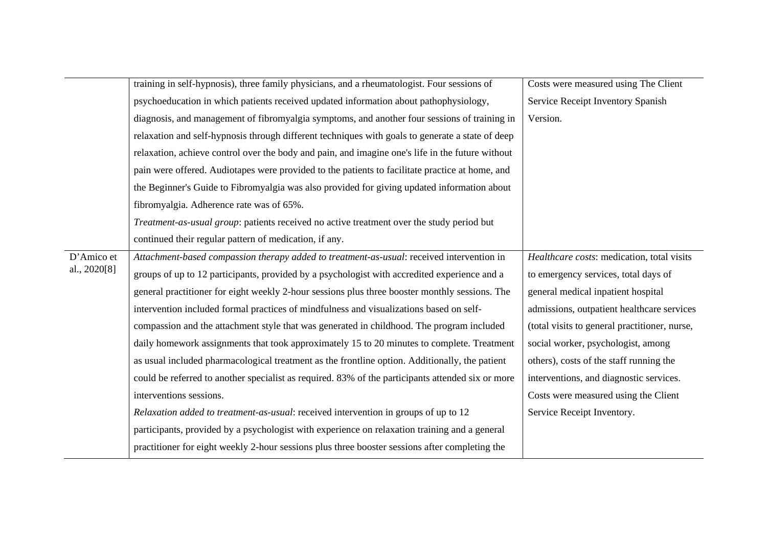| | | |
|---|---|---|
| | training in self-hypnosis), three family physicians, and a rheumatologist. Four sessions of psychoeducation in which patients received updated information about pathophysiology, diagnosis, and management of fibromyalgia symptoms, and another four sessions of training in relaxation and self-hypnosis through different techniques with goals to generate a state of deep relaxation, achieve control over the body and pain, and imagine one's life in the future without pain were offered. Audiotapes were provided to the patients to facilitate practice at home, and the Beginner's Guide to Fibromyalgia was also provided for giving updated information about fibromyalgia. Adherence rate was of 65%.<br>*Treatment-as-usual group*: patients received no active treatment over the study period but continued their regular pattern of medication, if any. | Costs were measured using The Client Service Receipt Inventory Spanish Version. |
| D'Amico et al., 2020[8] | *Attachment-based compassion therapy added to treatment-as-usual*: received intervention in groups of up to 12 participants, provided by a psychologist with accredited experience and a general practitioner for eight weekly 2-hour sessions plus three booster monthly sessions. The intervention included formal practices of mindfulness and visualizations based on self-compassion and the attachment style that was generated in childhood. The program included daily homework assignments that took approximately 15 to 20 minutes to complete. Treatment as usual included pharmacological treatment as the frontline option. Additionally, the patient could be referred to another specialist as required. 83% of the participants attended six or more interventions sessions.<br>*Relaxation added to treatment-as-usual*: received intervention in groups of up to 12 participants, provided by a psychologist with experience on relaxation training and a general practitioner for eight weekly 2-hour sessions plus three booster sessions after completing the | *Healthcare costs*: medication, total visits to emergency services, total days of general medical inpatient hospital admissions, outpatient healthcare services (total visits to general practitioner, nurse, social worker, psychologist, among others), costs of the staff running the interventions, and diagnostic services. Costs were measured using the Client Service Receipt Inventory. |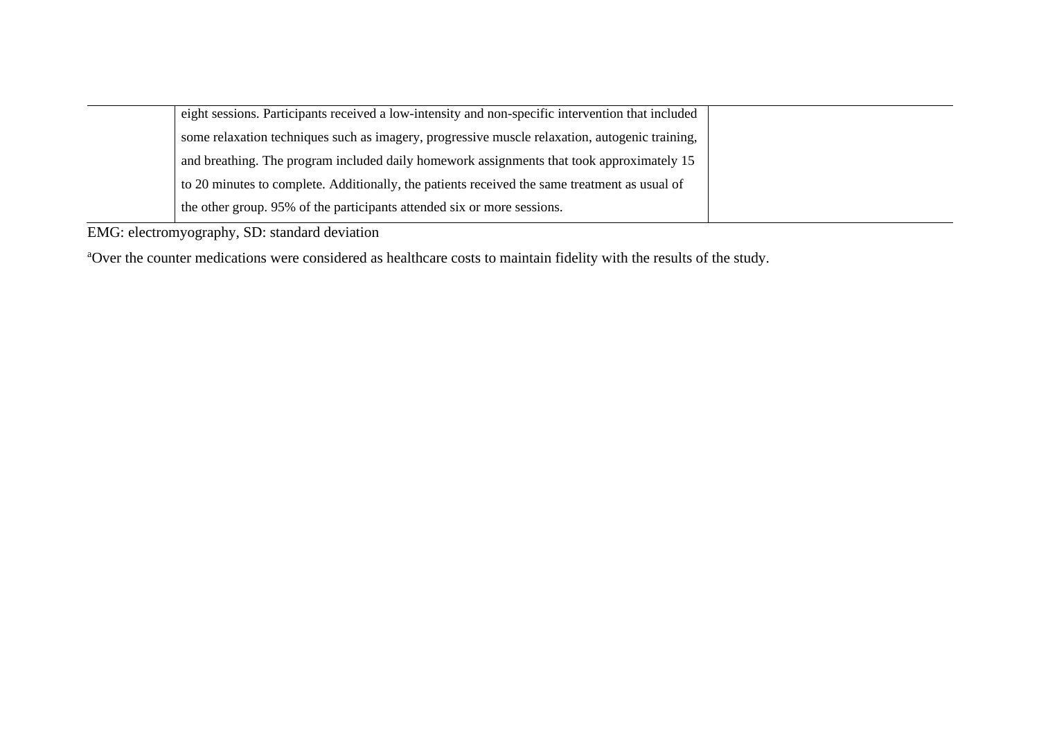| | | |
|---|---|---|
| | eight sessions. Participants received a low-intensity and non-specific intervention that included some relaxation techniques such as imagery, progressive muscle relaxation, autogenic training, and breathing. The program included daily homework assignments that took approximately 15 to 20 minutes to complete. Additionally, the patients received the same treatment as usual of the other group. 95% of the participants attended six or more sessions. | |

EMG: electromyography, SD: standard deviation

[a]Over the counter medications were considered as healthcare costs to maintain fidelity with the results of the study.